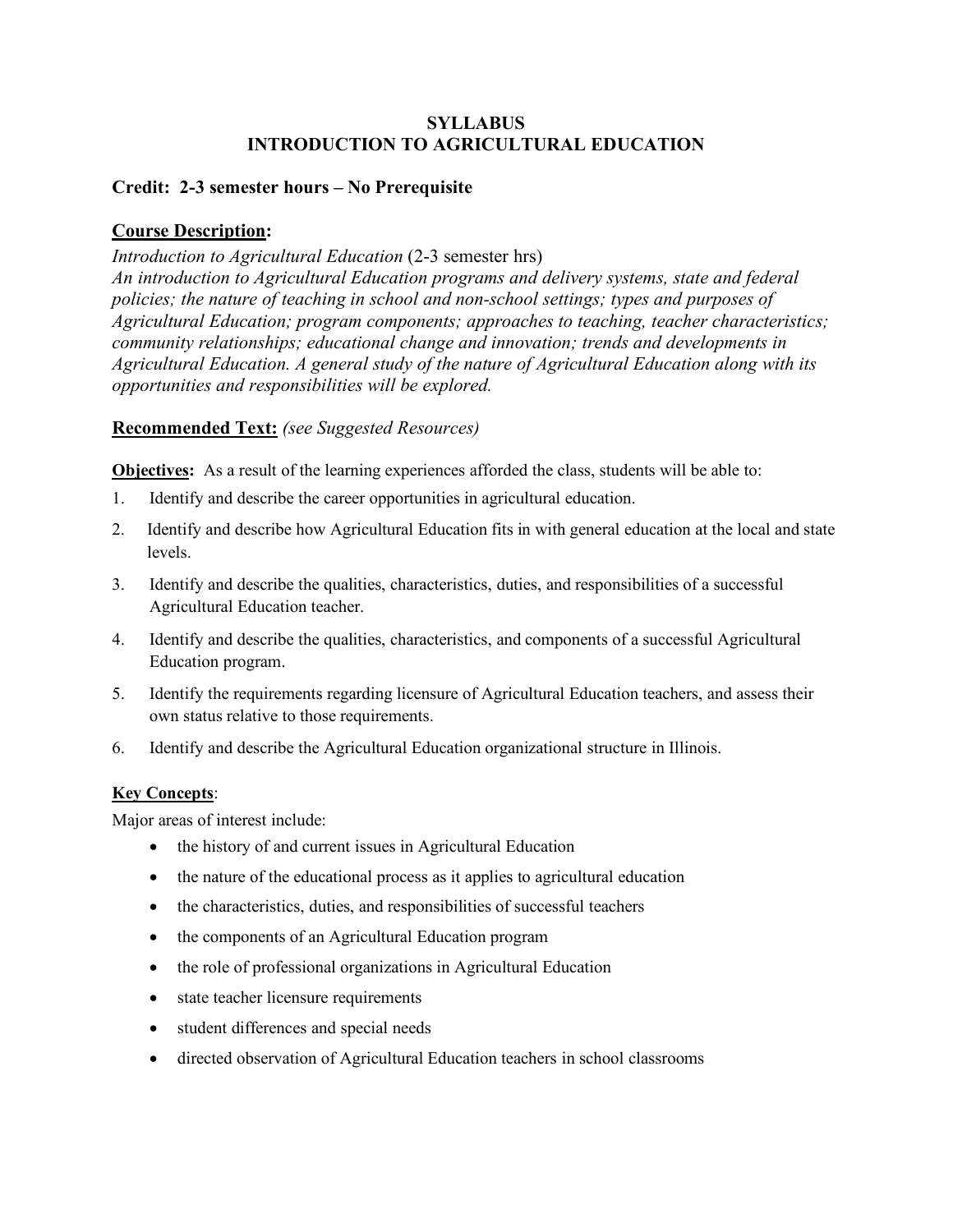# SYLLABUS
# INTRODUCTION TO AGRICULTURAL EDUCATION

**Credit: 2-3 semester hours – No Prerequisite**

## Course Description:

*Introduction to Agricultural Education* (2-3 semester hrs)
*An introduction to Agricultural Education programs and delivery systems, state and federal policies; the nature of teaching in school and non-school settings; types and purposes of Agricultural Education; program components; approaches to teaching, teacher characteristics; community relationships; educational change and innovation; trends and developments in Agricultural Education. A general study of the nature of Agricultural Education along with its opportunities and responsibilities will be explored.*

## Recommended Text: *(see Suggested Resources)*

**Objectives:** As a result of the learning experiences afforded the class, students will be able to:

1. Identify and describe the career opportunities in agricultural education.
2. Identify and describe how Agricultural Education fits in with general education at the local and state levels.
3. Identify and describe the qualities, characteristics, duties, and responsibilities of a successful Agricultural Education teacher.
4. Identify and describe the qualities, characteristics, and components of a successful Agricultural Education program.
5. Identify the requirements regarding licensure of Agricultural Education teachers, and assess their own status relative to those requirements.
6. Identify and describe the Agricultural Education organizational structure in Illinois.

**Key Concepts**:

Major areas of interest include:

- the history of and current issues in Agricultural Education
- the nature of the educational process as it applies to agricultural education
- the characteristics, duties, and responsibilities of successful teachers
- the components of an Agricultural Education program
- the role of professional organizations in Agricultural Education
- state teacher licensure requirements
- student differences and special needs
- directed observation of Agricultural Education teachers in school classrooms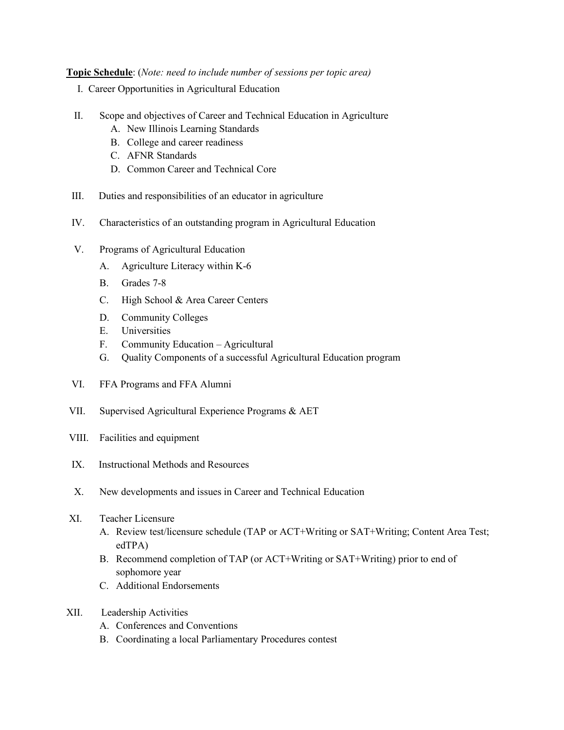**Topic Schedule**: (*Note: need to include number of sessions per topic area)*

I. Career Opportunities in Agricultural Education

II. Scope and objectives of Career and Technical Education in Agriculture
   - A. New Illinois Learning Standards
   - B. College and career readiness
   - C. AFNR Standards
   - D. Common Career and Technical Core

III. Duties and responsibilities of an educator in agriculture

IV. Characteristics of an outstanding program in Agricultural Education

V. Programs of Agricultural Education
   - A. Agriculture Literacy within K-6
   - B. Grades 7-8
   - C. High School & Area Career Centers
   - D. Community Colleges
   - E. Universities
   - F. Community Education – Agricultural
   - G. Quality Components of a successful Agricultural Education program

VI. FFA Programs and FFA Alumni

VII. Supervised Agricultural Experience Programs & AET

VIII. Facilities and equipment

IX. Instructional Methods and Resources

X. New developments and issues in Career and Technical Education

XI. Teacher Licensure
   - A. Review test/licensure schedule (TAP or ACT+Writing or SAT+Writing; Content Area Test; edTPA)
   - B. Recommend completion of TAP (or ACT+Writing or SAT+Writing) prior to end of sophomore year
   - C. Additional Endorsements

XII. Leadership Activities
   - A. Conferences and Conventions
   - B. Coordinating a local Parliamentary Procedures contest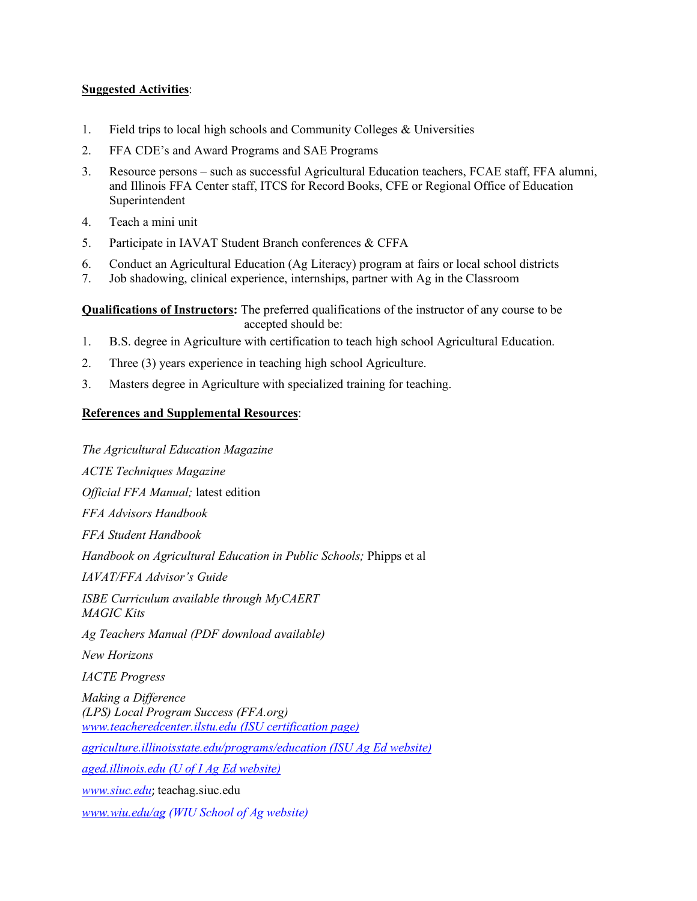**Suggested Activities**:

1. Field trips to local high schools and Community Colleges & Universities
2. FFA CDE's and Award Programs and SAE Programs
3. Resource persons – such as successful Agricultural Education teachers, FCAE staff, FFA alumni, and Illinois FFA Center staff, ITCS for Record Books, CFE or Regional Office of Education Superintendent
4. Teach a mini unit
5. Participate in IAVAT Student Branch conferences & CFFA
6. Conduct an Agricultural Education (Ag Literacy) program at fairs or local school districts
7. Job shadowing, clinical experience, internships, partner with Ag in the Classroom

**Qualifications of Instructors:** The preferred qualifications of the instructor of any course to be accepted should be:

1. B.S. degree in Agriculture with certification to teach high school Agricultural Education.
2. Three (3) years experience in teaching high school Agriculture.
3. Masters degree in Agriculture with specialized training for teaching.

**References and Supplemental Resources**:

*The Agricultural Education Magazine*

*ACTE Techniques Magazine*

*Official FFA Manual;* latest edition

*FFA Advisors Handbook*

*FFA Student Handbook*

*Handbook on Agricultural Education in Public Schools;* Phipps et al

*IAVAT/FFA Advisor's Guide*

*ISBE Curriculum available through MyCAERT*
*MAGIC Kits*

*Ag Teachers Manual (PDF download available)*

*New Horizons*

*IACTE Progress*

*Making a Difference*
*(LPS) Local Program Success (FFA.org)*
*www.teacheredcenter.ilstu.edu (ISU certification page)*

*agriculture.illinoisstate.edu/programs/education (ISU Ag Ed website)*

*aged.illinois.edu (U of I Ag Ed website)*

www.siuc.edu; teachag.siuc.edu

*www.wiu.edu/ag (WIU School of Ag website)*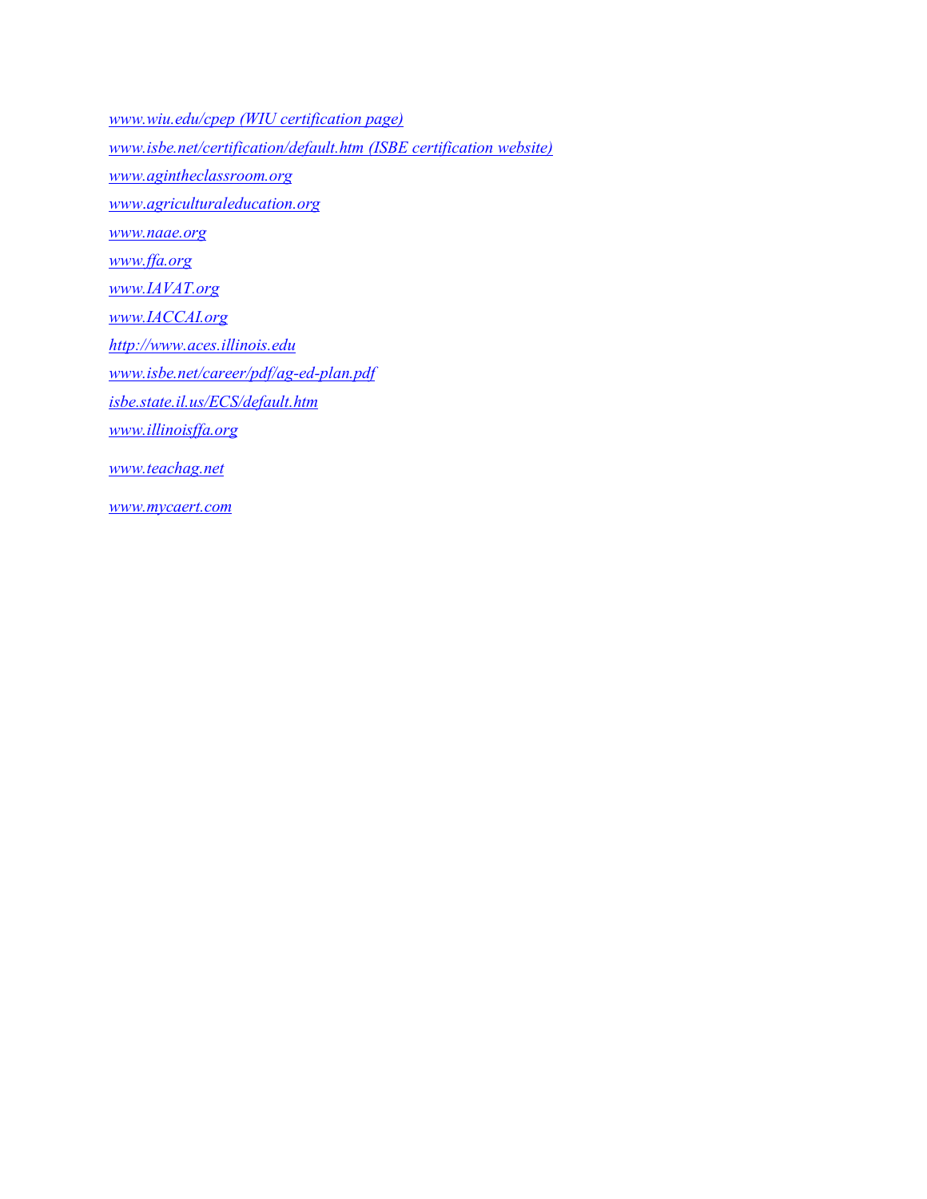*www.wiu.edu/cpep (WIU certification page)*

*www.isbe.net/certification/default.htm (ISBE certification website)*

*www.agintheclassroom.org*

*www.agriculturaleducation.org*

*www.naae.org*

*www.ffa.org*

*www.IAVAT.org*

*www.IACCAI.org*

*http://www.aces.illinois.edu*

*www.isbe.net/career/pdf/ag-ed-plan.pdf*

*isbe.state.il.us/ECS/default.htm*

*www.illinoisffa.org*

*www.teachag.net*

*www.mycaert.com*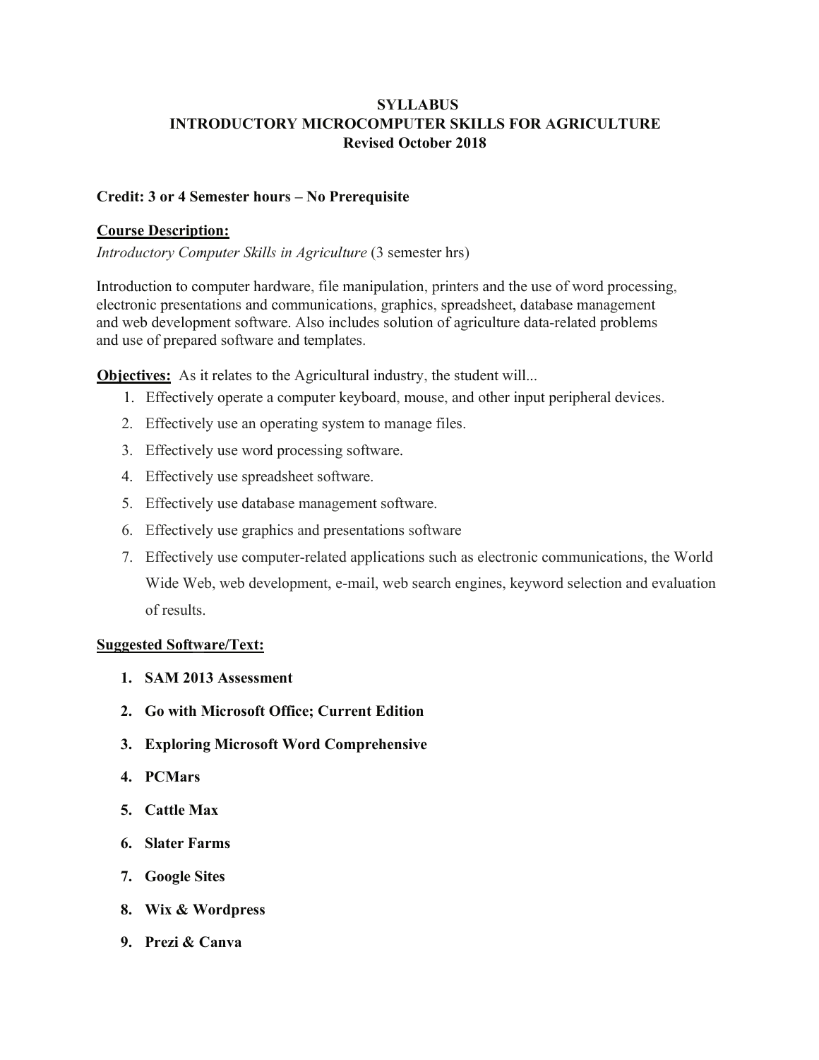**SYLLABUS**
**INTRODUCTORY MICROCOMPUTER SKILLS FOR AGRICULTURE**
**Revised October 2018**

**Credit: 3 or 4 Semester hours – No Prerequisite**

**Course Description:**

*Introductory Computer Skills in Agriculture* (3 semester hrs)

Introduction to computer hardware, file manipulation, printers and the use of word processing, electronic presentations and communications, graphics, spreadsheet, database management and web development software. Also includes solution of agriculture data-related problems and use of prepared software and templates.

**Objectives:** As it relates to the Agricultural industry, the student will...

1. Effectively operate a computer keyboard, mouse, and other input peripheral devices.
2. Effectively use an operating system to manage files.
3. Effectively use word processing software.
4. Effectively use spreadsheet software.
5. Effectively use database management software.
6. Effectively use graphics and presentations software
7. Effectively use computer-related applications such as electronic communications, the World Wide Web, web development, e-mail, web search engines, keyword selection and evaluation of results.

**Suggested Software/Text:**

1. **SAM 2013 Assessment**
2. **Go with Microsoft Office; Current Edition**
3. **Exploring Microsoft Word Comprehensive**
4. **PCMars**
5. **Cattle Max**
6. **Slater Farms**
7. **Google Sites**
8. **Wix & Wordpress**
9. **Prezi & Canva**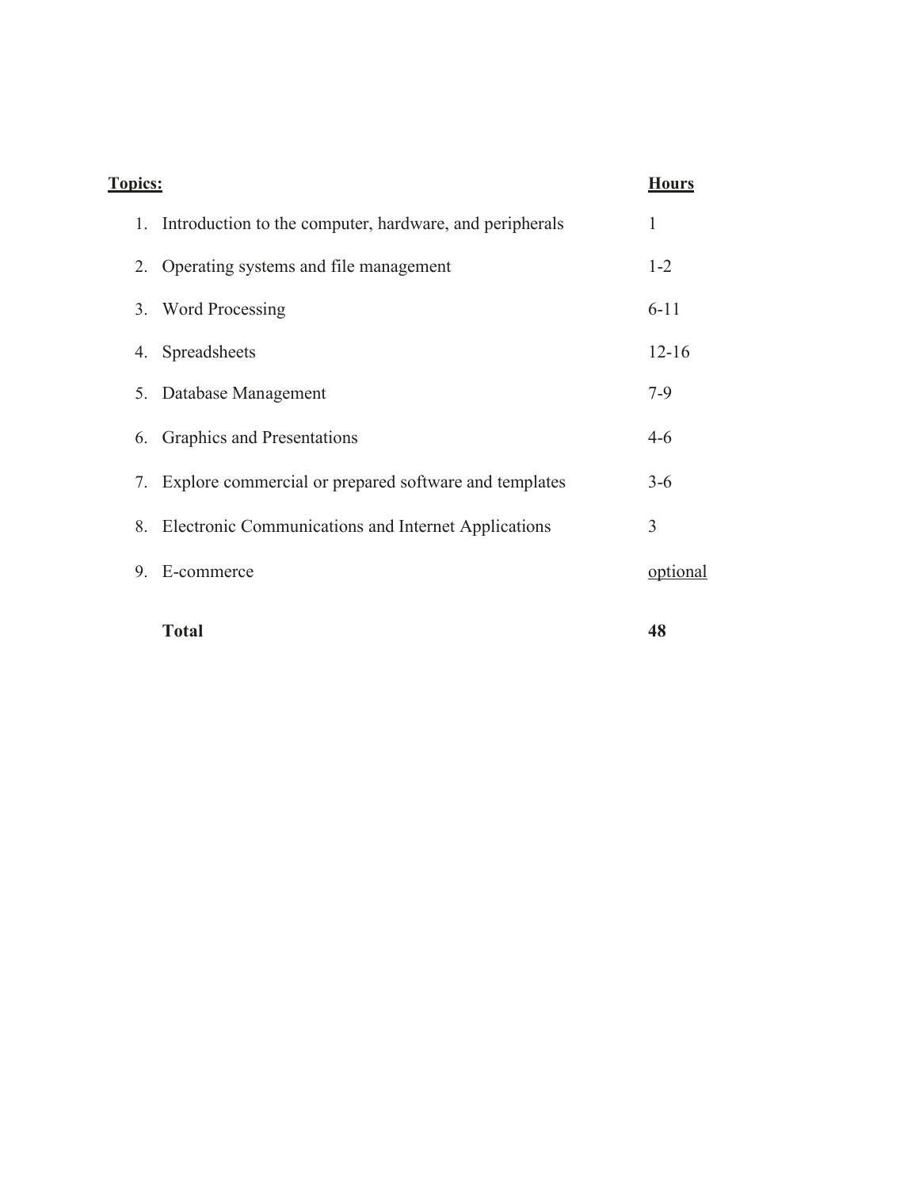| Topics: | Hours |
|---|---|
| 1. Introduction to the computer, hardware, and peripherals | 1 |
| 2. Operating systems and file management | 1-2 |
| 3. Word Processing | 6-11 |
| 4. Spreadsheets | 12-16 |
| 5. Database Management | 7-9 |
| 6. Graphics and Presentations | 4-6 |
| 7. Explore commercial or prepared software and templates | 3-6 |
| 8. Electronic Communications and Internet Applications | 3 |
| 9. E-commerce | optional |
| **Total** | **48** |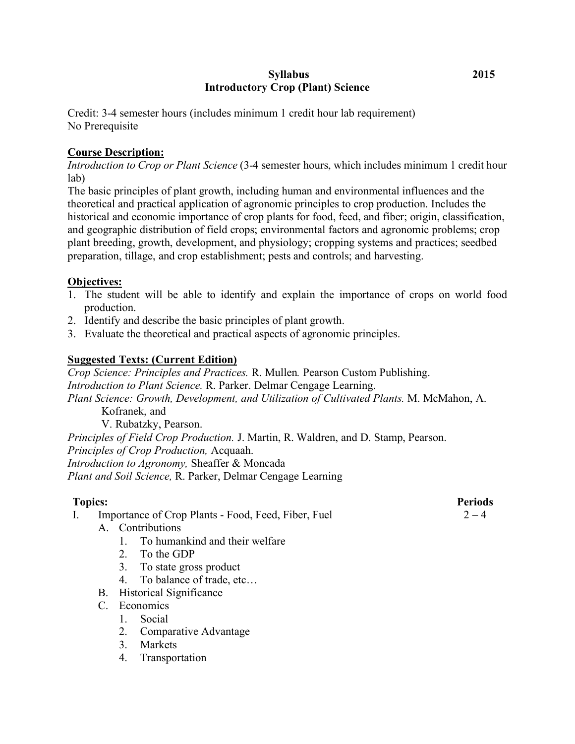**Syllabus 2015**
**Introductory Crop (Plant) Science**

Credit: 3-4 semester hours (includes minimum 1 credit hour lab requirement)
No Prerequisite

## Course Description:

*Introduction to Crop or Plant Science* (3-4 semester hours, which includes minimum 1 credit hour lab)
The basic principles of plant growth, including human and environmental influences and the theoretical and practical application of agronomic principles to crop production. Includes the historical and economic importance of crop plants for food, feed, and fiber; origin, classification, and geographic distribution of field crops; environmental factors and agronomic problems; crop plant breeding, growth, development, and physiology; cropping systems and practices; seedbed preparation, tillage, and crop establishment; pests and controls; and harvesting.

## Objectives:

1. The student will be able to identify and explain the importance of crops on world food production.
2. Identify and describe the basic principles of plant growth.
3. Evaluate the theoretical and practical aspects of agronomic principles.

## Suggested Texts: (Current Edition)

*Crop Science: Principles and Practices.* R. Mullen*.* Pearson Custom Publishing.
*Introduction to Plant Science.* R. Parker. Delmar Cengage Learning.
*Plant Science: Growth, Development, and Utilization of Cultivated Plants.* M. McMahon, A. Kofranek, and V. Rubatzky, Pearson.
*Principles of Field Crop Production.* J. Martin, R. Waldren, and D. Stamp, Pearson.
*Principles of Crop Production,* Acquaah.
*Introduction to Agronomy,* Sheaffer & Moncada
*Plant and Soil Science,* R. Parker, Delmar Cengage Learning

| **Topics:** | **Periods** |
|---|---|
| I. Importance of Crop Plants - Food, Feed, Fiber, Fuel | 2 – 4 |

- A. Contributions
  1. To humankind and their welfare
  2. To the GDP
  3. To state gross product
  4. To balance of trade, etc…
- B. Historical Significance
- C. Economics
  1. Social
  2. Comparative Advantage
  3. Markets
  4. Transportation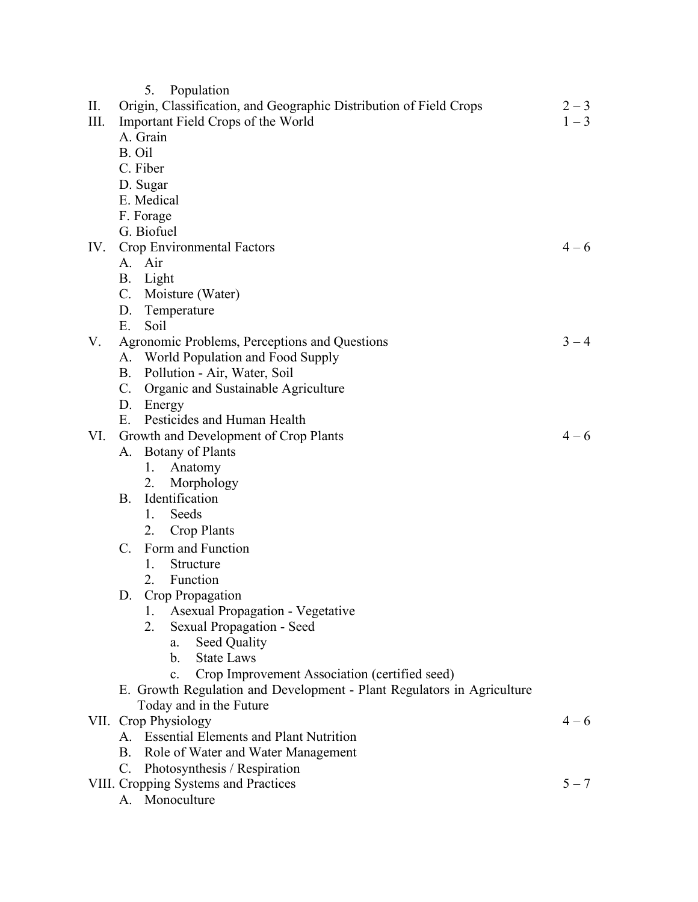5. Population

| | | |
|---|---|---|
| II. | Origin, Classification, and Geographic Distribution of Field Crops | 2 – 3 |
| III. | Important Field Crops of the World | 1 – 3 |
| | A. Grain | |
| | B. Oil | |
| | C. Fiber | |
| | D. Sugar | |
| | E. Medical | |
| | F. Forage | |
| | G. Biofuel | |
| IV. | Crop Environmental Factors | 4 – 6 |
| | A. Air | |
| | B. Light | |
| | C. Moisture (Water) | |
| | D. Temperature | |
| | E. Soil | |
| V. | Agronomic Problems, Perceptions and Questions | 3 – 4 |
| | A. World Population and Food Supply | |
| | B. Pollution - Air, Water, Soil | |
| | C. Organic and Sustainable Agriculture | |
| | D. Energy | |
| | E. Pesticides and Human Health | |
| VI. | Growth and Development of Crop Plants | 4 – 6 |
| | A. Botany of Plants | |
| | 1. Anatomy | |
| | 2. Morphology | |
| | B. Identification | |
| | 1. Seeds | |
| | 2. Crop Plants | |
| | C. Form and Function | |
| | 1. Structure | |
| | 2. Function | |
| | D. Crop Propagation | |
| | 1. Asexual Propagation - Vegetative | |
| | 2. Sexual Propagation - Seed | |
| | a. Seed Quality | |
| | b. State Laws | |
| | c. Crop Improvement Association (certified seed) | |
| | E. Growth Regulation and Development - Plant Regulators in Agriculture Today and in the Future | |
| VII. | Crop Physiology | 4 – 6 |
| | A. Essential Elements and Plant Nutrition | |
| | B. Role of Water and Water Management | |
| | C. Photosynthesis / Respiration | |
| VIII. | Cropping Systems and Practices | 5 – 7 |
| | A. Monoculture | |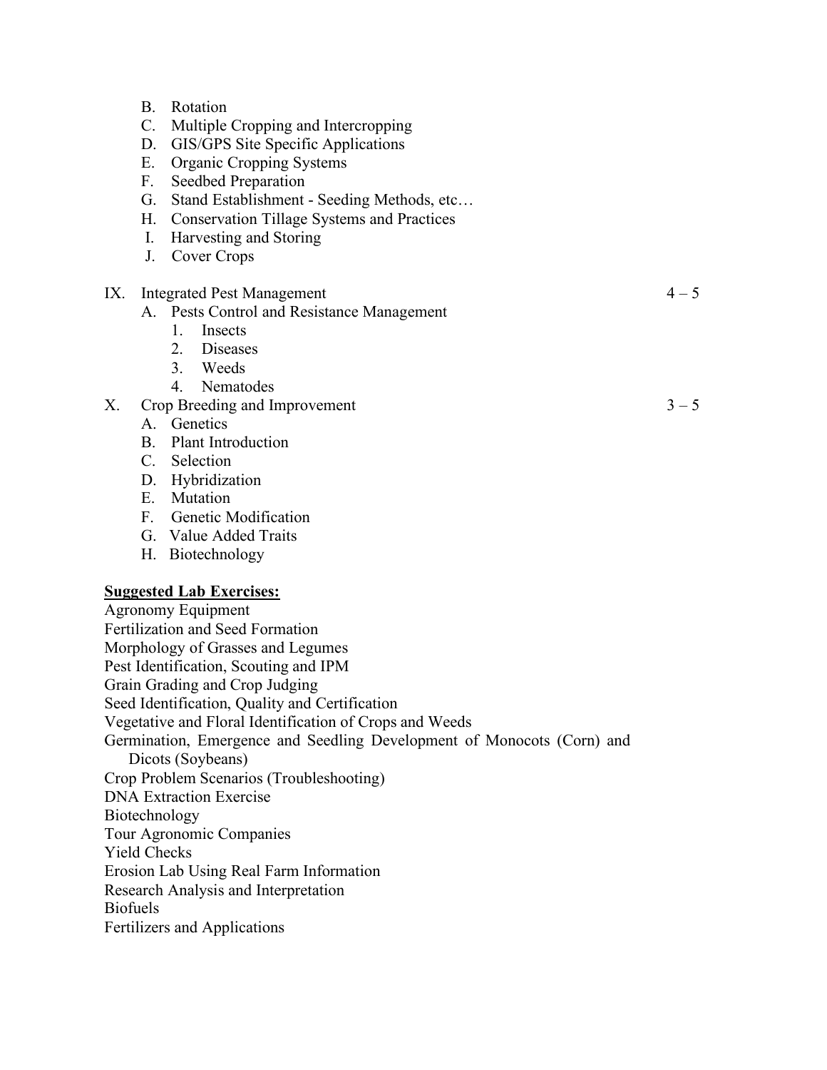- B. Rotation
- C. Multiple Cropping and Intercropping
- D. GIS/GPS Site Specific Applications
- E. Organic Cropping Systems
- F. Seedbed Preparation
- G. Stand Establishment - Seeding Methods, etc…
- H. Conservation Tillage Systems and Practices
- I. Harvesting and Storing
- J. Cover Crops

IX. Integrated Pest Management — 4 – 5

- A. Pests Control and Resistance Management
  1. Insects
  2. Diseases
  3. Weeds
  4. Nematodes

X. Crop Breeding and Improvement — 3 – 5

- A. Genetics
- B. Plant Introduction
- C. Selection
- D. Hybridization
- E. Mutation
- F. Genetic Modification
- G. Value Added Traits
- H. Biotechnology

**Suggested Lab Exercises:**

Agronomy Equipment
Fertilization and Seed Formation
Morphology of Grasses and Legumes
Pest Identification, Scouting and IPM
Grain Grading and Crop Judging
Seed Identification, Quality and Certification
Vegetative and Floral Identification of Crops and Weeds
Germination, Emergence and Seedling Development of Monocots (Corn) and Dicots (Soybeans)
Crop Problem Scenarios (Troubleshooting)
DNA Extraction Exercise
Biotechnology
Tour Agronomic Companies
Yield Checks
Erosion Lab Using Real Farm Information
Research Analysis and Interpretation
Biofuels
Fertilizers and Applications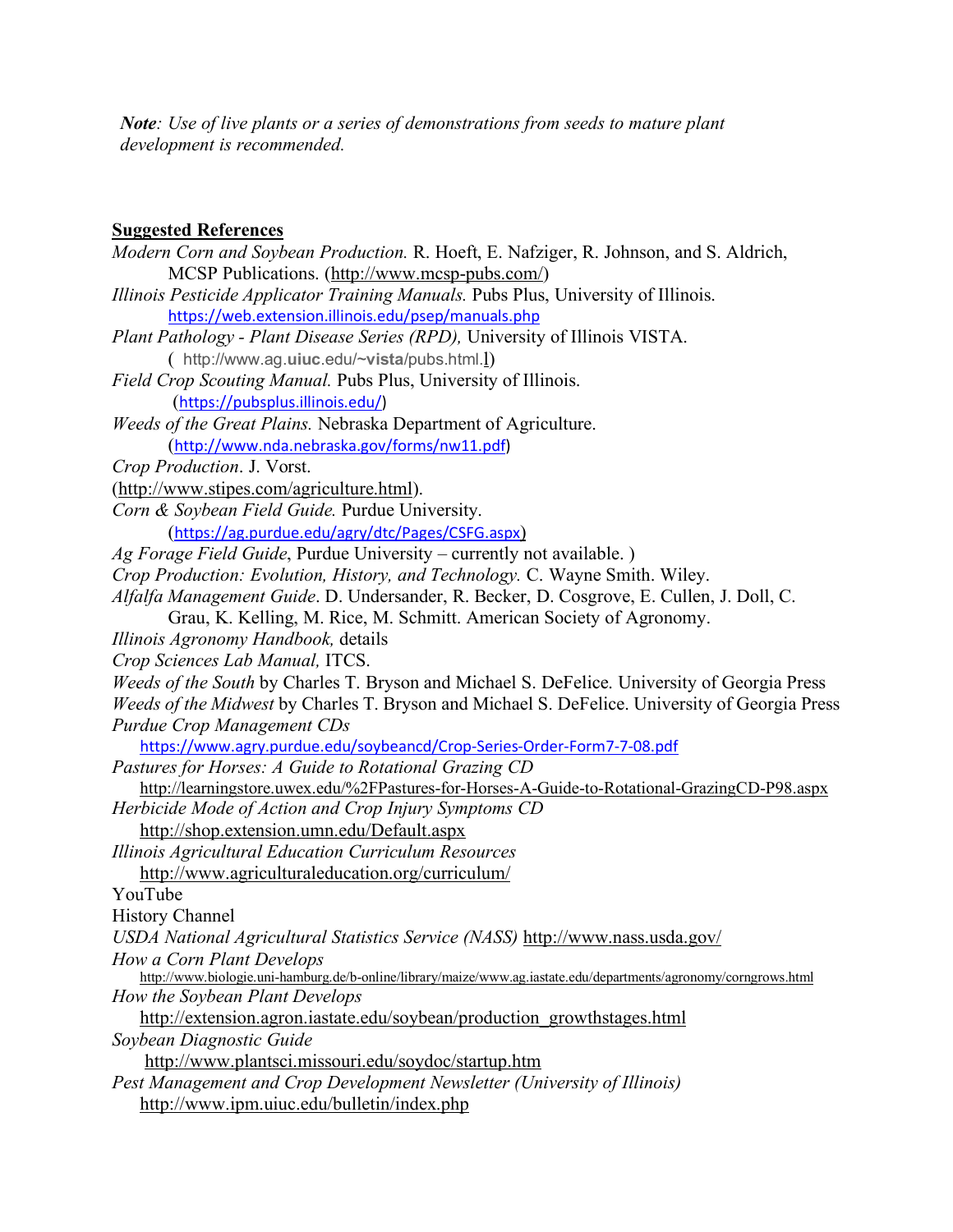***Note**: Use of live plants or a series of demonstrations from seeds to mature plant development is recommended.*

**Suggested References**

*Modern Corn and Soybean Production.* R. Hoeft, E. Nafziger, R. Johnson, and S. Aldrich, MCSP Publications. (http://www.mcsp-pubs.com/)

*Illinois Pesticide Applicator Training Manuals.* Pubs Plus, University of Illinois. https://web.extension.illinois.edu/psep/manuals.php

*Plant Pathology - Plant Disease Series (RPD),* University of Illinois VISTA. ( http://www.ag.**uiuc**.edu/~**vista**/pubs.html.l)

*Field Crop Scouting Manual.* Pubs Plus, University of Illinois. (https://pubsplus.illinois.edu/)

*Weeds of the Great Plains.* Nebraska Department of Agriculture. (http://www.nda.nebraska.gov/forms/nw11.pdf)

*Crop Production*. J. Vorst. (http://www.stipes.com/agriculture.html).

*Corn & Soybean Field Guide.* Purdue University. (https://ag.purdue.edu/agry/dtc/Pages/CSFG.aspx)

*Ag Forage Field Guide*, Purdue University – currently not available. )

*Crop Production: Evolution, History, and Technology.* C. Wayne Smith. Wiley.

*Alfalfa Management Guide*. D. Undersander, R. Becker, D. Cosgrove, E. Cullen, J. Doll, C. Grau, K. Kelling, M. Rice, M. Schmitt. American Society of Agronomy.

*Illinois Agronomy Handbook,* details

*Crop Sciences Lab Manual,* ITCS.

*Weeds of the South* by Charles T. Bryson and Michael S. DeFelice. University of Georgia Press

*Weeds of the Midwest* by Charles T. Bryson and Michael S. DeFelice. University of Georgia Press

*Purdue Crop Management CDs*
https://www.agry.purdue.edu/soybeancd/Crop-Series-Order-Form7-7-08.pdf

*Pastures for Horses: A Guide to Rotational Grazing CD*
http://learningstore.uwex.edu/%2FPastures-for-Horses-A-Guide-to-Rotational-GrazingCD-P98.aspx

*Herbicide Mode of Action and Crop Injury Symptoms CD*
http://shop.extension.umn.edu/Default.aspx

*Illinois Agricultural Education Curriculum Resources*
http://www.agriculturaleducation.org/curriculum/

YouTube

History Channel

*USDA National Agricultural Statistics Service (NASS)* http://www.nass.usda.gov/

*How a Corn Plant Develops*
http://www.biologie.uni-hamburg.de/b-online/library/maize/www.ag.iastate.edu/departments/agronomy/corngrows.html

*How the Soybean Plant Develops*
http://extension.agron.iastate.edu/soybean/production_growthstages.html

*Soybean Diagnostic Guide*
http://www.plantsci.missouri.edu/soydoc/startup.htm

*Pest Management and Crop Development Newsletter (University of Illinois)*
http://www.ipm.uiuc.edu/bulletin/index.php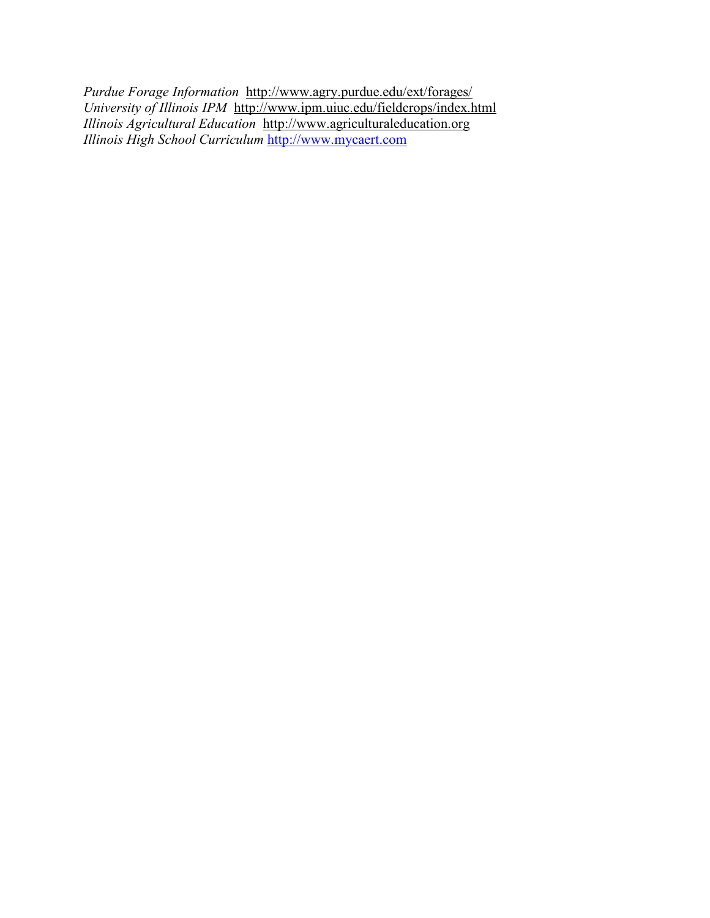*Purdue Forage Information* http://www.agry.purdue.edu/ext/forages/  
*University of Illinois IPM* http://www.ipm.uiuc.edu/fieldcrops/index.html  
*Illinois Agricultural Education* http://www.agriculturaleducation.org  
*Illinois High School Curriculum* http://www.mycaert.com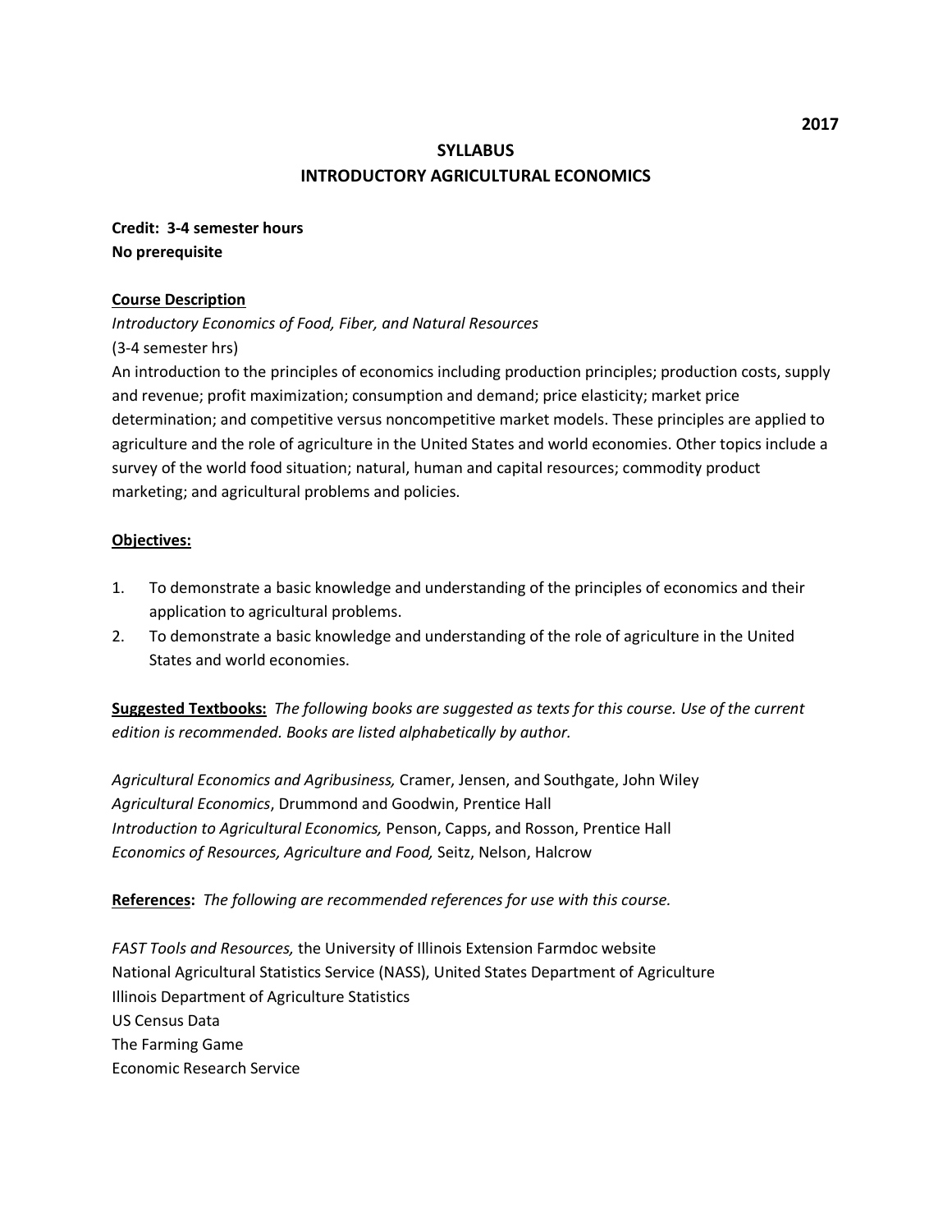**2017**

# SYLLABUS

## INTRODUCTORY AGRICULTURAL ECONOMICS

**Credit: 3-4 semester hours**
**No prerequisite**

**Course Description**

*Introductory Economics of Food, Fiber, and Natural Resources*
(3-4 semester hrs)
An introduction to the principles of economics including production principles; production costs, supply and revenue; profit maximization; consumption and demand; price elasticity; market price determination; and competitive versus noncompetitive market models. These principles are applied to agriculture and the role of agriculture in the United States and world economies. Other topics include a survey of the world food situation; natural, human and capital resources; commodity product marketing; and agricultural problems and policies.

**Objectives:**

1. To demonstrate a basic knowledge and understanding of the principles of economics and their application to agricultural problems.
2. To demonstrate a basic knowledge and understanding of the role of agriculture in the United States and world economies.

**Suggested Textbooks:** *The following books are suggested as texts for this course. Use of the current edition is recommended. Books are listed alphabetically by author.*

*Agricultural Economics and Agribusiness,* Cramer, Jensen, and Southgate, John Wiley
*Agricultural Economics*, Drummond and Goodwin, Prentice Hall
*Introduction to Agricultural Economics,* Penson, Capps, and Rosson, Prentice Hall
*Economics of Resources, Agriculture and Food,* Seitz, Nelson, Halcrow

**References:** *The following are recommended references for use with this course.*

*FAST Tools and Resources,* the University of Illinois Extension Farmdoc website
National Agricultural Statistics Service (NASS), United States Department of Agriculture
Illinois Department of Agriculture Statistics
US Census Data
The Farming Game
Economic Research Service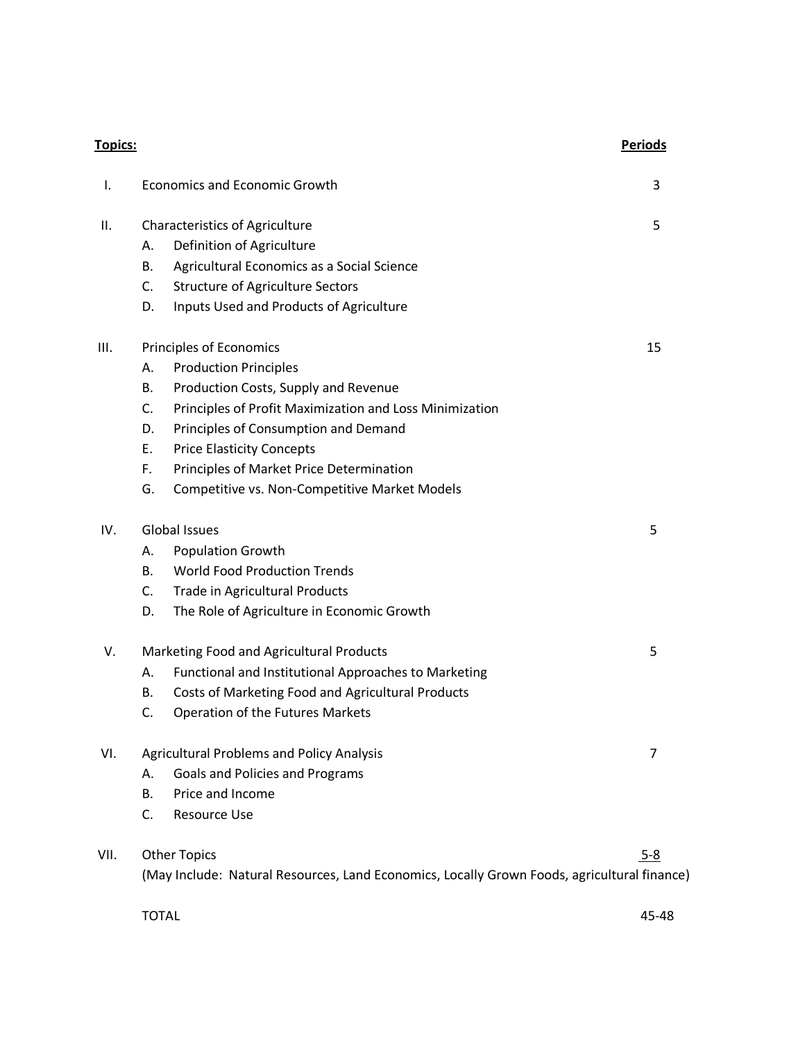| Topics: | | | Periods |
|---|---|---|---|
| I. | Economics and Economic Growth | | 3 |
| II. | Characteristics of Agriculture | | 5 |
| | A. | Definition of Agriculture | |
| | B. | Agricultural Economics as a Social Science | |
| | C. | Structure of Agriculture Sectors | |
| | D. | Inputs Used and Products of Agriculture | |
| III. | Principles of Economics | | 15 |
| | A. | Production Principles | |
| | B. | Production Costs, Supply and Revenue | |
| | C. | Principles of Profit Maximization and Loss Minimization | |
| | D. | Principles of Consumption and Demand | |
| | E. | Price Elasticity Concepts | |
| | F. | Principles of Market Price Determination | |
| | G. | Competitive vs. Non-Competitive Market Models | |
| IV. | Global Issues | | 5 |
| | A. | Population Growth | |
| | B. | World Food Production Trends | |
| | C. | Trade in Agricultural Products | |
| | D. | The Role of Agriculture in Economic Growth | |
| V. | Marketing Food and Agricultural Products | | 5 |
| | A. | Functional and Institutional Approaches to Marketing | |
| | B. | Costs of Marketing Food and Agricultural Products | |
| | C. | Operation of the Futures Markets | |
| VI. | Agricultural Problems and Policy Analysis | | 7 |
| | A. | Goals and Policies and Programs | |
| | B. | Price and Income | |
| | C. | Resource Use | |
| VII. | Other Topics (May Include: Natural Resources, Land Economics, Locally Grown Foods, agricultural finance) | | 5-8 |
| | TOTAL | | 45-48 |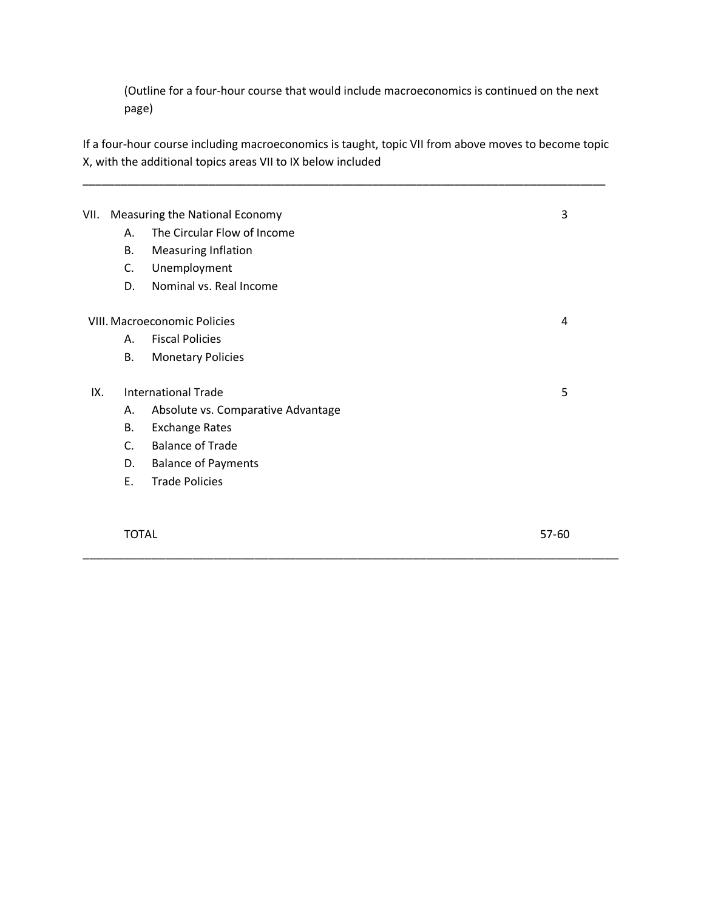(Outline for a four-hour course that would include macroeconomics is continued on the next page)

If a four-hour course including macroeconomics is taught, topic VII from above moves to become topic X, with the additional topics areas VII to IX below included

---

| | | |
|---|---|---|
| VII. | Measuring the National Economy | 3 |
| | A. The Circular Flow of Income | |
| | B. Measuring Inflation | |
| | C. Unemployment | |
| | D. Nominal vs. Real Income | |
| VIII. | Macroeconomic Policies | 4 |
| | A. Fiscal Policies | |
| | B. Monetary Policies | |
| IX. | International Trade | 5 |
| | A. Absolute vs. Comparative Advantage | |
| | B. Exchange Rates | |
| | C. Balance of Trade | |
| | D. Balance of Payments | |
| | E. Trade Policies | |
| | TOTAL | 57-60 |

---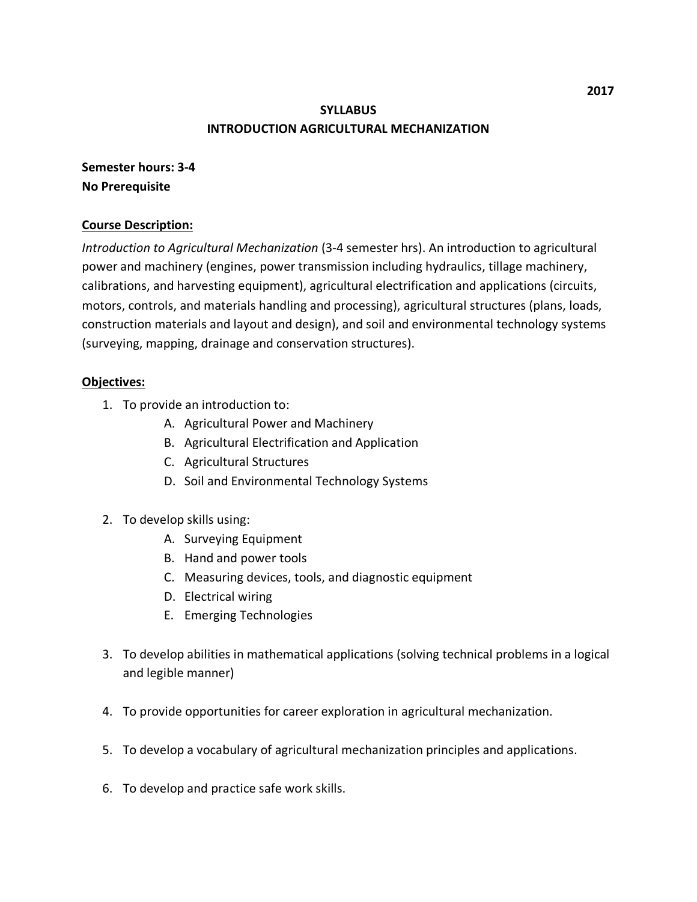2017

# SYLLABUS
## INTRODUCTION AGRICULTURAL MECHANIZATION

**Semester hours: 3-4**
**No Prerequisite**

**Course Description:**

*Introduction to Agricultural Mechanization* (3-4 semester hrs). An introduction to agricultural power and machinery (engines, power transmission including hydraulics, tillage machinery, calibrations, and harvesting equipment), agricultural electrification and applications (circuits, motors, controls, and materials handling and processing), agricultural structures (plans, loads, construction materials and layout and design), and soil and environmental technology systems (surveying, mapping, drainage and conservation structures).

**Objectives:**

1. To provide an introduction to:
    - A. Agricultural Power and Machinery
    - B. Agricultural Electrification and Application
    - C. Agricultural Structures
    - D. Soil and Environmental Technology Systems

2. To develop skills using:
    - A. Surveying Equipment
    - B. Hand and power tools
    - C. Measuring devices, tools, and diagnostic equipment
    - D. Electrical wiring
    - E. Emerging Technologies

3. To develop abilities in mathematical applications (solving technical problems in a logical and legible manner)

4. To provide opportunities for career exploration in agricultural mechanization.

5. To develop a vocabulary of agricultural mechanization principles and applications.

6. To develop and practice safe work skills.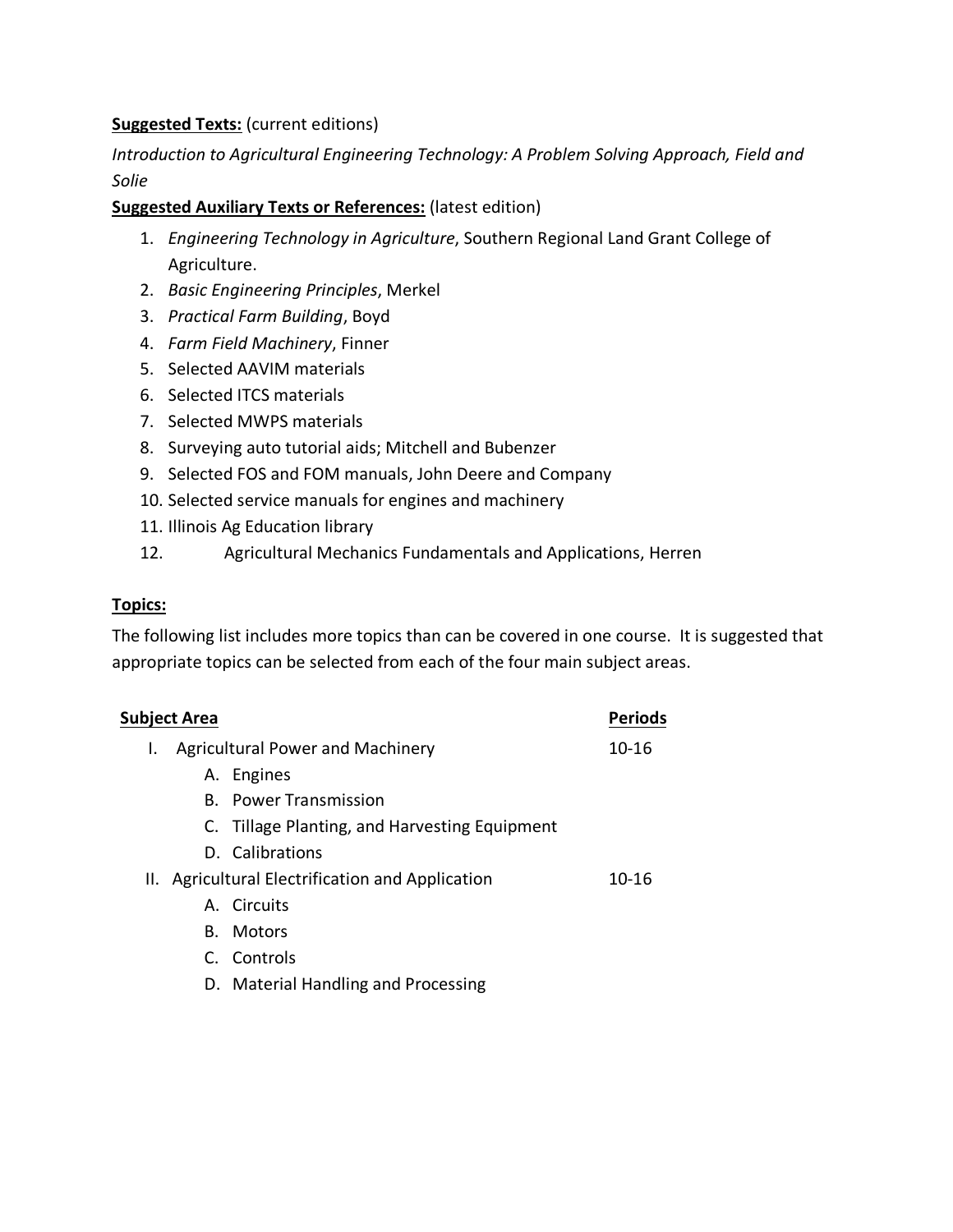**Suggested Texts:** (current editions)

*Introduction to Agricultural Engineering Technology: A Problem Solving Approach, Field and Solie*

**Suggested Auxiliary Texts or References:** (latest edition)

1. *Engineering Technology in Agriculture*, Southern Regional Land Grant College of Agriculture.
2. *Basic Engineering Principles*, Merkel
3. *Practical Farm Building*, Boyd
4. *Farm Field Machinery*, Finner
5. Selected AAVIM materials
6. Selected ITCS materials
7. Selected MWPS materials
8. Surveying auto tutorial aids; Mitchell and Bubenzer
9. Selected FOS and FOM manuals, John Deere and Company
10. Selected service manuals for engines and machinery
11. Illinois Ag Education library
12. Agricultural Mechanics Fundamentals and Applications, Herren

**Topics:**

The following list includes more topics than can be covered in one course. It is suggested that appropriate topics can be selected from each of the four main subject areas.

| **Subject Area** | **Periods** |
|---|---|
| I. Agricultural Power and Machinery | 10-16 |
| A. Engines | |
| B. Power Transmission | |
| C. Tillage Planting, and Harvesting Equipment | |
| D. Calibrations | |
| II. Agricultural Electrification and Application | 10-16 |
| A. Circuits | |
| B. Motors | |
| C. Controls | |
| D. Material Handling and Processing | |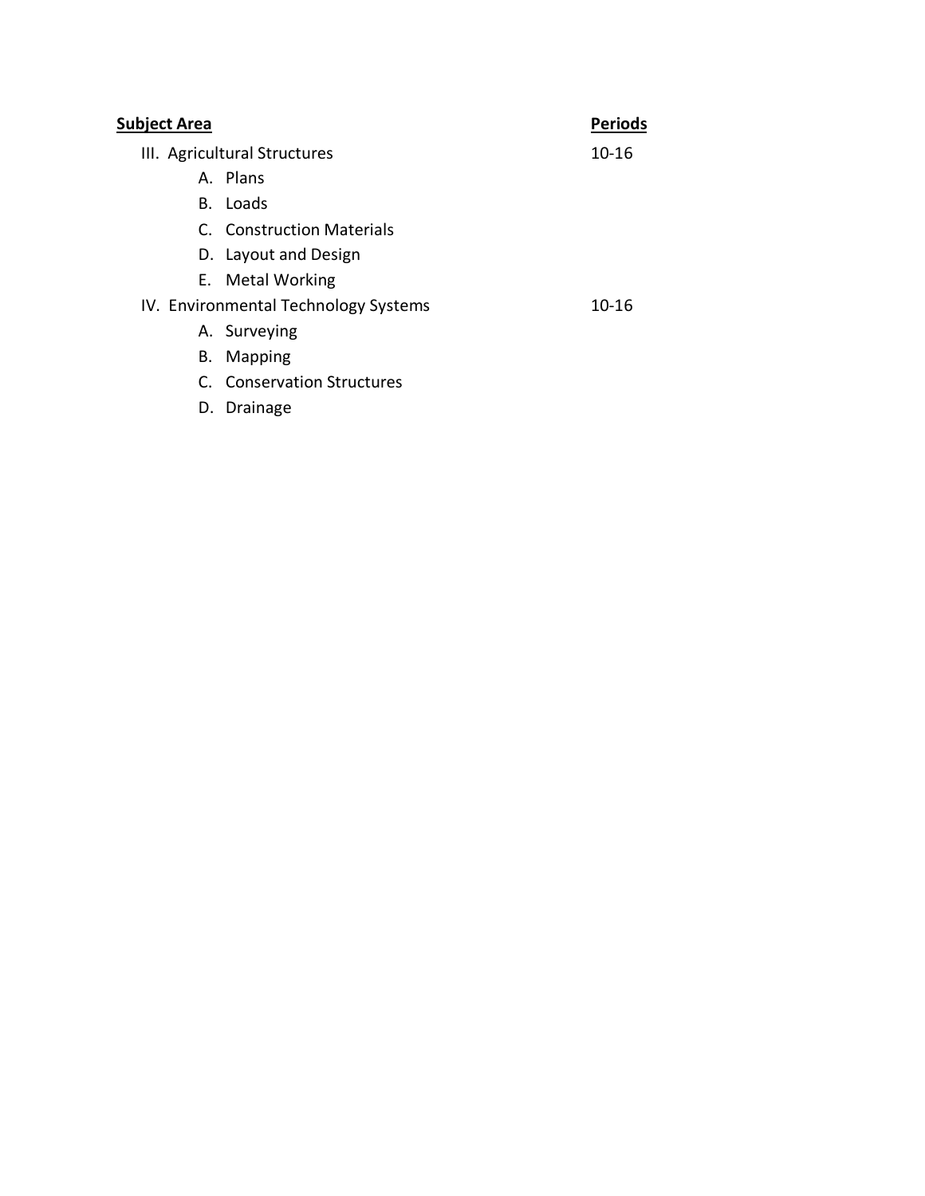| Subject Area | Periods |
| --- | --- |
| III. Agricultural Structures | 10-16 |
| A. Plans | |
| B. Loads | |
| C. Construction Materials | |
| D. Layout and Design | |
| E. Metal Working | |
| IV. Environmental Technology Systems | 10-16 |
| A. Surveying | |
| B. Mapping | |
| C. Conservation Structures | |
| D. Drainage | |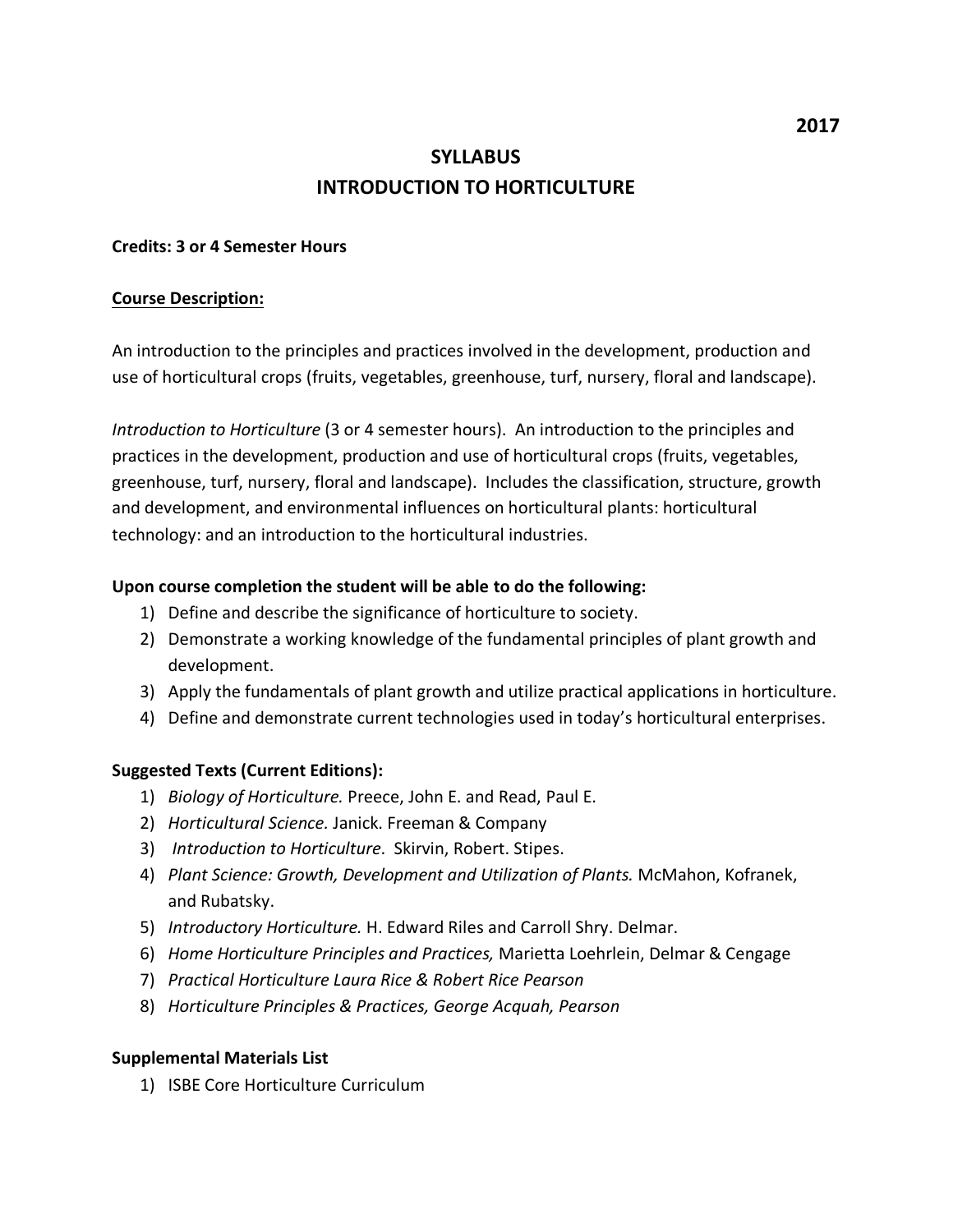2017

# SYLLABUS
# INTRODUCTION TO HORTICULTURE

**Credits: 3 or 4 Semester Hours**

**Course Description:**

An introduction to the principles and practices involved in the development, production and use of horticultural crops (fruits, vegetables, greenhouse, turf, nursery, floral and landscape).

*Introduction to Horticulture* (3 or 4 semester hours). An introduction to the principles and practices in the development, production and use of horticultural crops (fruits, vegetables, greenhouse, turf, nursery, floral and landscape). Includes the classification, structure, growth and development, and environmental influences on horticultural plants: horticultural technology: and an introduction to the horticultural industries.

**Upon course completion the student will be able to do the following:**

1) Define and describe the significance of horticulture to society.
2) Demonstrate a working knowledge of the fundamental principles of plant growth and development.
3) Apply the fundamentals of plant growth and utilize practical applications in horticulture.
4) Define and demonstrate current technologies used in today's horticultural enterprises.

**Suggested Texts (Current Editions):**

1) *Biology of Horticulture.* Preece, John E. and Read, Paul E.
2) *Horticultural Science.* Janick. Freeman & Company
3) *Introduction to Horticulture*. Skirvin, Robert. Stipes.
4) *Plant Science: Growth, Development and Utilization of Plants.* McMahon, Kofranek, and Rubatsky.
5) *Introductory Horticulture.* H. Edward Riles and Carroll Shry. Delmar.
6) *Home Horticulture Principles and Practices,* Marietta Loehrlein, Delmar & Cengage
7) *Practical Horticulture Laura Rice & Robert Rice Pearson*
8) *Horticulture Principles & Practices, George Acquah, Pearson*

**Supplemental Materials List**

1) ISBE Core Horticulture Curriculum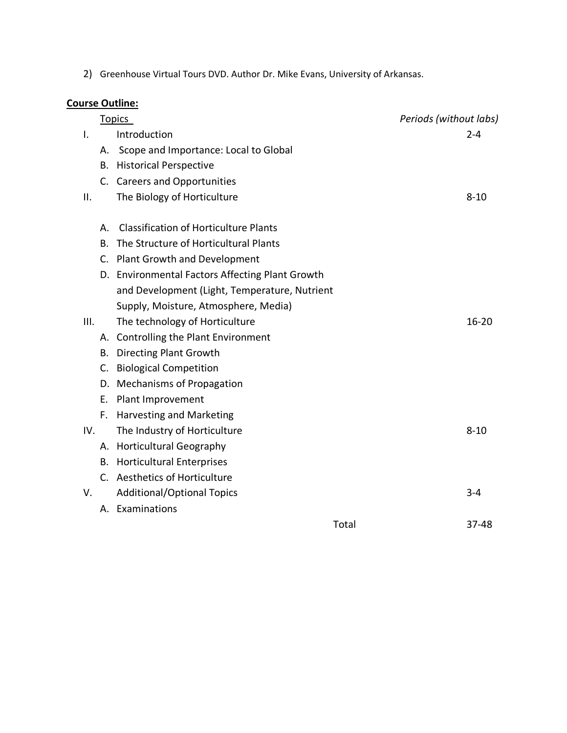2) Greenhouse Virtual Tours DVD. Author Dr. Mike Evans, University of Arkansas.

**Course Outline:**

| | Topics | Periods (without labs) |
|---|---|---|
| I. | Introduction | 2-4 |
| | A. Scope and Importance: Local to Global | |
| | B. Historical Perspective | |
| | C. Careers and Opportunities | |
| II. | The Biology of Horticulture | 8-10 |
| | A. Classification of Horticulture Plants | |
| | B. The Structure of Horticultural Plants | |
| | C. Plant Growth and Development | |
| | D. Environmental Factors Affecting Plant Growth and Development (Light, Temperature, Nutrient Supply, Moisture, Atmosphere, Media) | |
| III. | The technology of Horticulture | 16-20 |
| | A. Controlling the Plant Environment | |
| | B. Directing Plant Growth | |
| | C. Biological Competition | |
| | D. Mechanisms of Propagation | |
| | E. Plant Improvement | |
| | F. Harvesting and Marketing | |
| IV. | The Industry of Horticulture | 8-10 |
| | A. Horticultural Geography | |
| | B. Horticultural Enterprises | |
| | C. Aesthetics of Horticulture | |
| V. | Additional/Optional Topics | 3-4 |
| | A. Examinations | |
| | Total | 37-48 |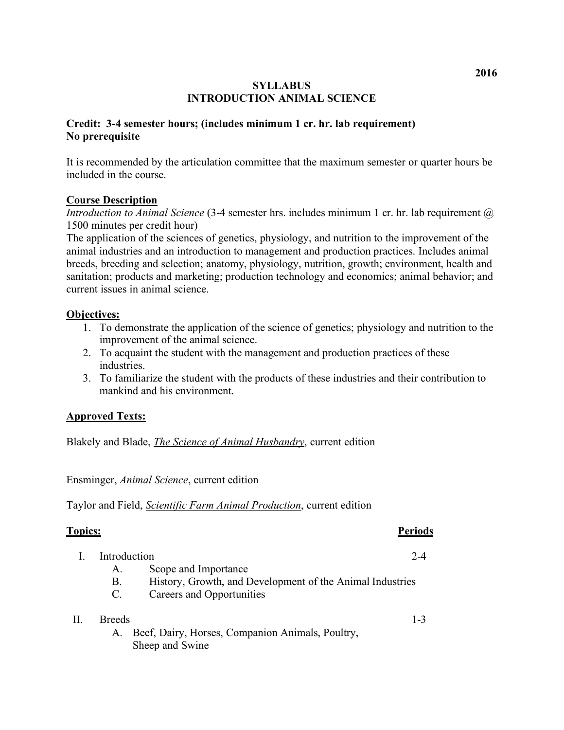2016

# SYLLABUS
## INTRODUCTION ANIMAL SCIENCE

**Credit: 3-4 semester hours; (includes minimum 1 cr. hr. lab requirement)**
**No prerequisite**

It is recommended by the articulation committee that the maximum semester or quarter hours be included in the course.

**Course Description**

*Introduction to Animal Science* (3-4 semester hrs. includes minimum 1 cr. hr. lab requirement @ 1500 minutes per credit hour)
The application of the sciences of genetics, physiology, and nutrition to the improvement of the animal industries and an introduction to management and production practices. Includes animal breeds, breeding and selection; anatomy, physiology, nutrition, growth; environment, health and sanitation; products and marketing; production technology and economics; animal behavior; and current issues in animal science.

**Objectives:**

1. To demonstrate the application of the science of genetics; physiology and nutrition to the improvement of the animal science.
2. To acquaint the student with the management and production practices of these industries.
3. To familiarize the student with the products of these industries and their contribution to mankind and his environment.

**Approved Texts:**

Blakely and Blade, *The Science of Animal Husbandry*, current edition

Ensminger, *Animal Science*, current edition

Taylor and Field, *Scientific Farm Animal Production*, current edition

| **Topics:** | **Periods** |
|---|---|
| I. Introduction | 2-4 |
| A. Scope and Importance | |
| B. History, Growth, and Development of the Animal Industries | |
| C. Careers and Opportunities | |
| II. Breeds | 1-3 |
| A. Beef, Dairy, Horses, Companion Animals, Poultry, Sheep and Swine | |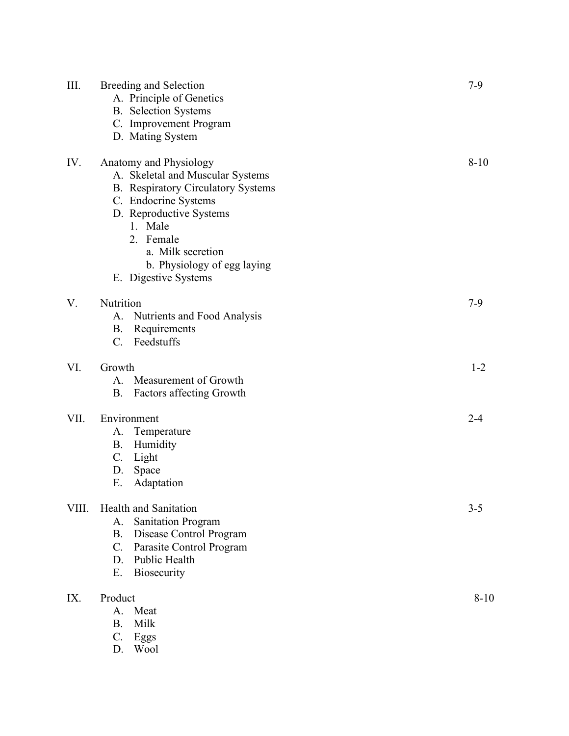| | | |
|---|---|---|
| III. | Breeding and Selection<br>A. Principle of Genetics<br>B. Selection Systems<br>C. Improvement Program<br>D. Mating System | 7-9 |
| IV. | Anatomy and Physiology<br>A. Skeletal and Muscular Systems<br>B. Respiratory Circulatory Systems<br>C. Endocrine Systems<br>D. Reproductive Systems<br>1. Male<br>2. Female<br>a. Milk secretion<br>b. Physiology of egg laying<br>E. Digestive Systems | 8-10 |
| V. | Nutrition<br>A. Nutrients and Food Analysis<br>B. Requirements<br>C. Feedstuffs | 7-9 |
| VI. | Growth<br>A. Measurement of Growth<br>B. Factors affecting Growth | 1-2 |
| VII. | Environment<br>A. Temperature<br>B. Humidity<br>C. Light<br>D. Space<br>E. Adaptation | 2-4 |
| VIII. | Health and Sanitation<br>A. Sanitation Program<br>B. Disease Control Program<br>C. Parasite Control Program<br>D. Public Health<br>E. Biosecurity | 3-5 |
| IX. | Product<br>A. Meat<br>B. Milk<br>C. Eggs<br>D. Wool | 8-10 |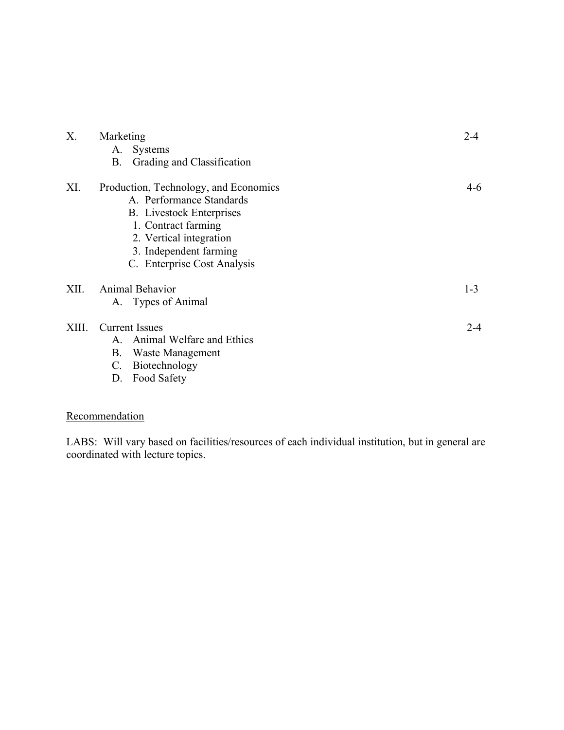X. Marketing 2-4

- A. Systems
- B. Grading and Classification

XI. Production, Technology, and Economics 4-6

- A. Performance Standards
- B. Livestock Enterprises
  1. Contract farming
  2. Vertical integration
  3. Independent farming
- C. Enterprise Cost Analysis

XII. Animal Behavior 1-3

- A. Types of Animal

XIII. Current Issues 2-4

- A. Animal Welfare and Ethics
- B. Waste Management
- C. Biotechnology
- D. Food Safety

Recommendation

LABS: Will vary based on facilities/resources of each individual institution, but in general are coordinated with lecture topics.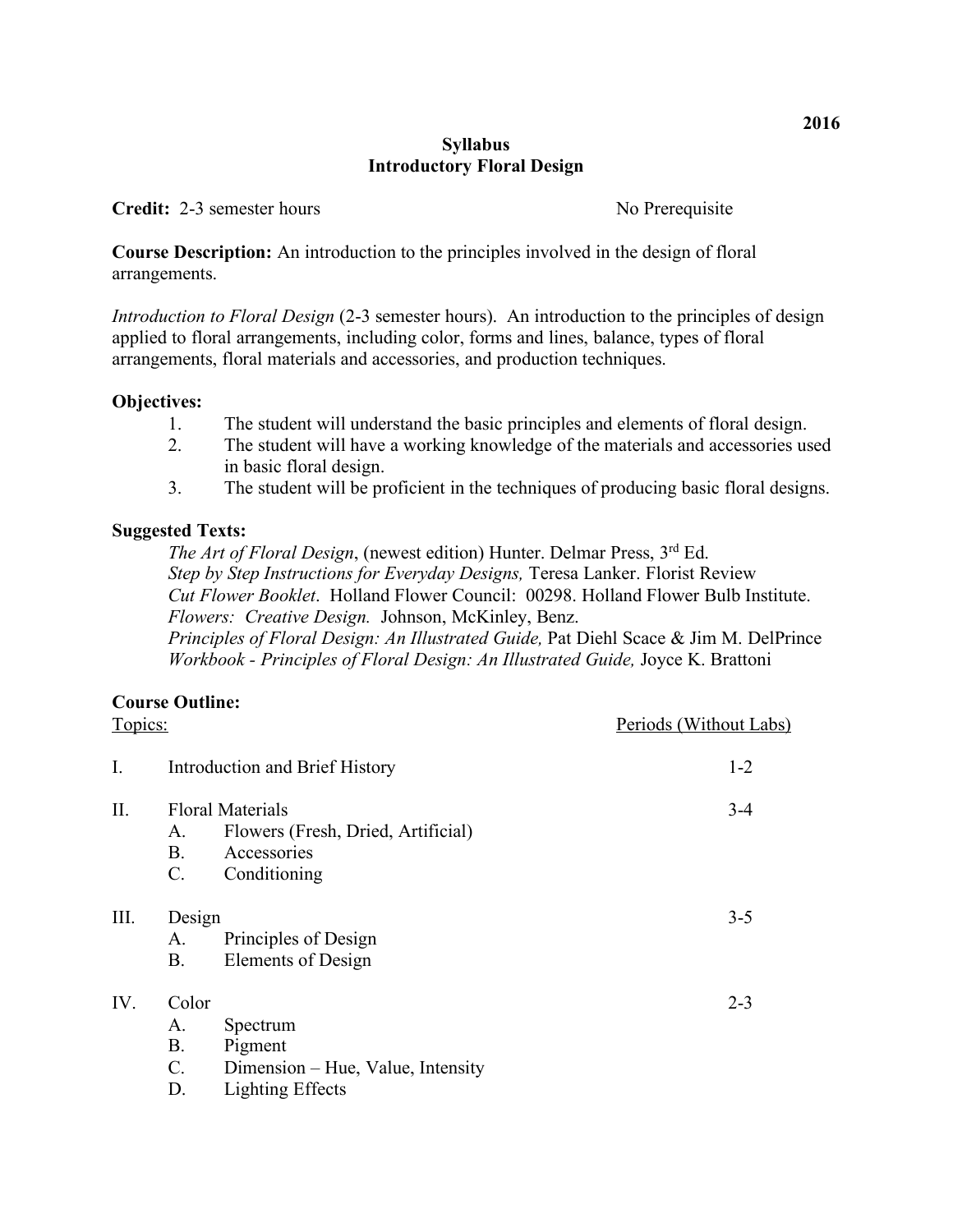**2016**

**Syllabus**
**Introductory Floral Design**

**Credit:** 2-3 semester hours

No Prerequisite

**Course Description:** An introduction to the principles involved in the design of floral arrangements.

*Introduction to Floral Design* (2-3 semester hours). An introduction to the principles of design applied to floral arrangements, including color, forms and lines, balance, types of floral arrangements, floral materials and accessories, and production techniques.

**Objectives:**

1. The student will understand the basic principles and elements of floral design.
2. The student will have a working knowledge of the materials and accessories used in basic floral design.
3. The student will be proficient in the techniques of producing basic floral designs.

**Suggested Texts:**

*The Art of Floral Design*, (newest edition) Hunter. Delmar Press, 3rd Ed.
*Step by Step Instructions for Everyday Designs,* Teresa Lanker. Florist Review
*Cut Flower Booklet*. Holland Flower Council: 00298. Holland Flower Bulb Institute.
*Flowers: Creative Design.* Johnson, McKinley, Benz.
*Principles of Floral Design: An Illustrated Guide,* Pat Diehl Scace & Jim M. DelPrince
*Workbook - Principles of Floral Design: An Illustrated Guide,* Joyce K. Brattoni

**Course Outline:**

| Topics: | Periods (Without Labs) |
|---|---|
| I. Introduction and Brief History | 1-2 |
| II. Floral Materials<br>A. Flowers (Fresh, Dried, Artificial)<br>B. Accessories<br>C. Conditioning | 3-4 |
| III. Design<br>A. Principles of Design<br>B. Elements of Design | 3-5 |
| IV. Color<br>A. Spectrum<br>B. Pigment<br>C. Dimension – Hue, Value, Intensity<br>D. Lighting Effects | 2-3 |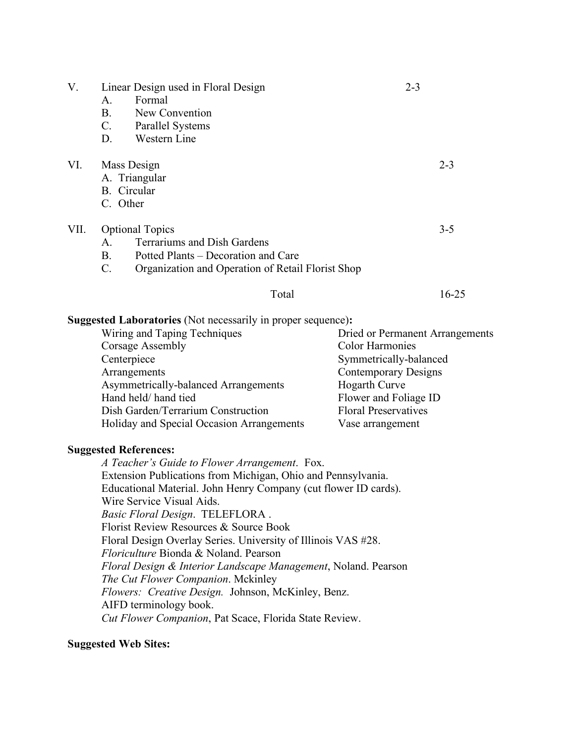V. Linear Design used in Floral Design — 2-3

A. Formal
B. New Convention
C. Parallel Systems
D. Western Line

VI. Mass Design — 2-3

A. Triangular
B. Circular
C. Other

VII. Optional Topics — 3-5

A. Terrariums and Dish Gardens
B. Potted Plants – Decoration and Care
C. Organization and Operation of Retail Florist Shop

Total — 16-25

**Suggested Laboratories** (Not necessarily in proper sequence)**:**

| | |
|---|---|
| Wiring and Taping Techniques | Dried or Permanent Arrangements |
| Corsage Assembly | Color Harmonies |
| Centerpiece | Symmetrically-balanced |
| Arrangements | Contemporary Designs |
| Asymmetrically-balanced Arrangements | Hogarth Curve |
| Hand held/ hand tied | Flower and Foliage ID |
| Dish Garden/Terrarium Construction | Floral Preservatives |
| Holiday and Special Occasion Arrangements | Vase arrangement |

**Suggested References:**

*A Teacher's Guide to Flower Arrangement*. Fox.
Extension Publications from Michigan, Ohio and Pennsylvania.
Educational Material. John Henry Company (cut flower ID cards).
Wire Service Visual Aids.
*Basic Floral Design*. TELEFLORA .
Florist Review Resources & Source Book
Floral Design Overlay Series. University of Illinois VAS #28.
*Floriculture* Bionda & Noland. Pearson
*Floral Design & Interior Landscape Management*, Noland. Pearson
*The Cut Flower Companion*. Mckinley
*Flowers: Creative Design.* Johnson, McKinley, Benz.
AIFD terminology book.
*Cut Flower Companion*, Pat Scace, Florida State Review.

**Suggested Web Sites:**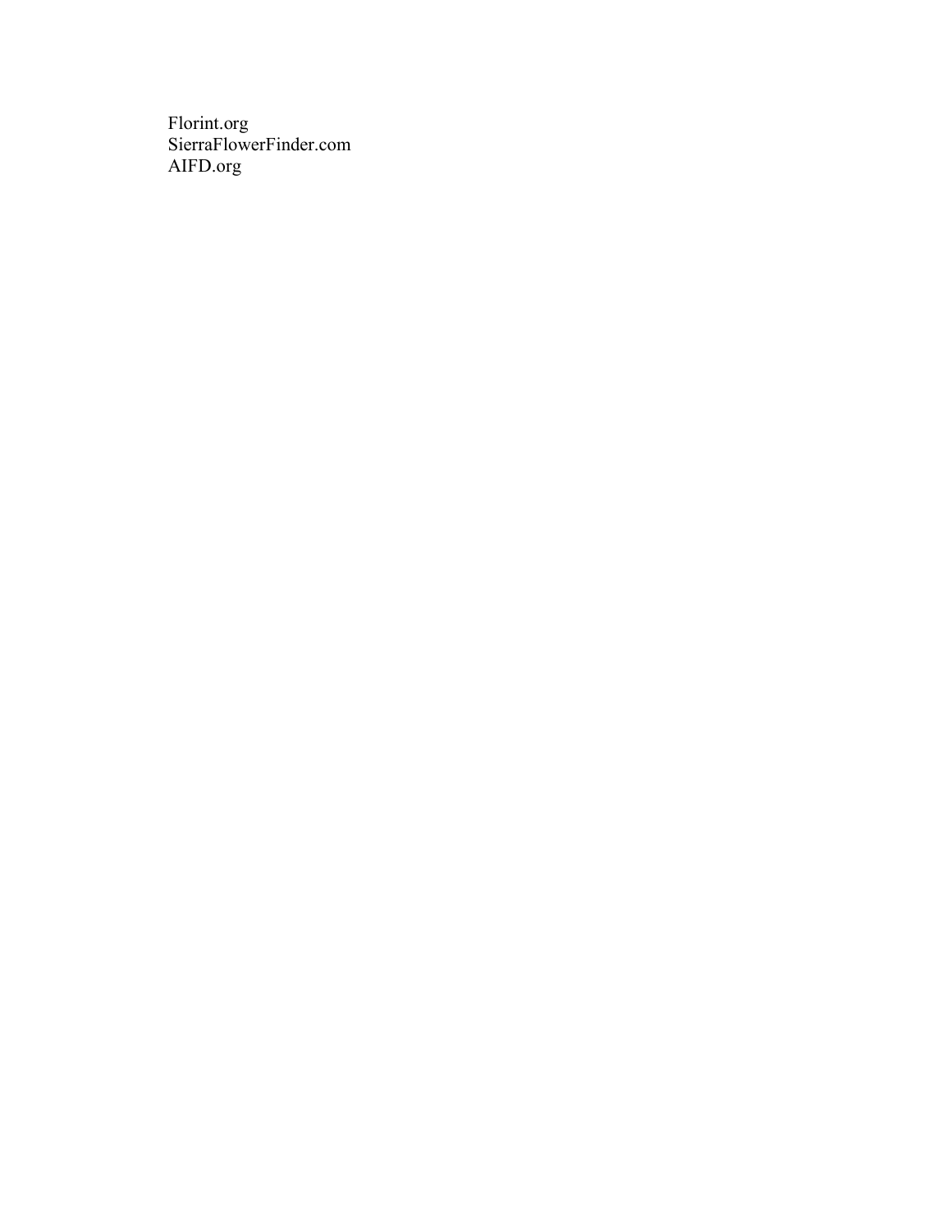Florint.org
SierraFlowerFinder.com
AIFD.org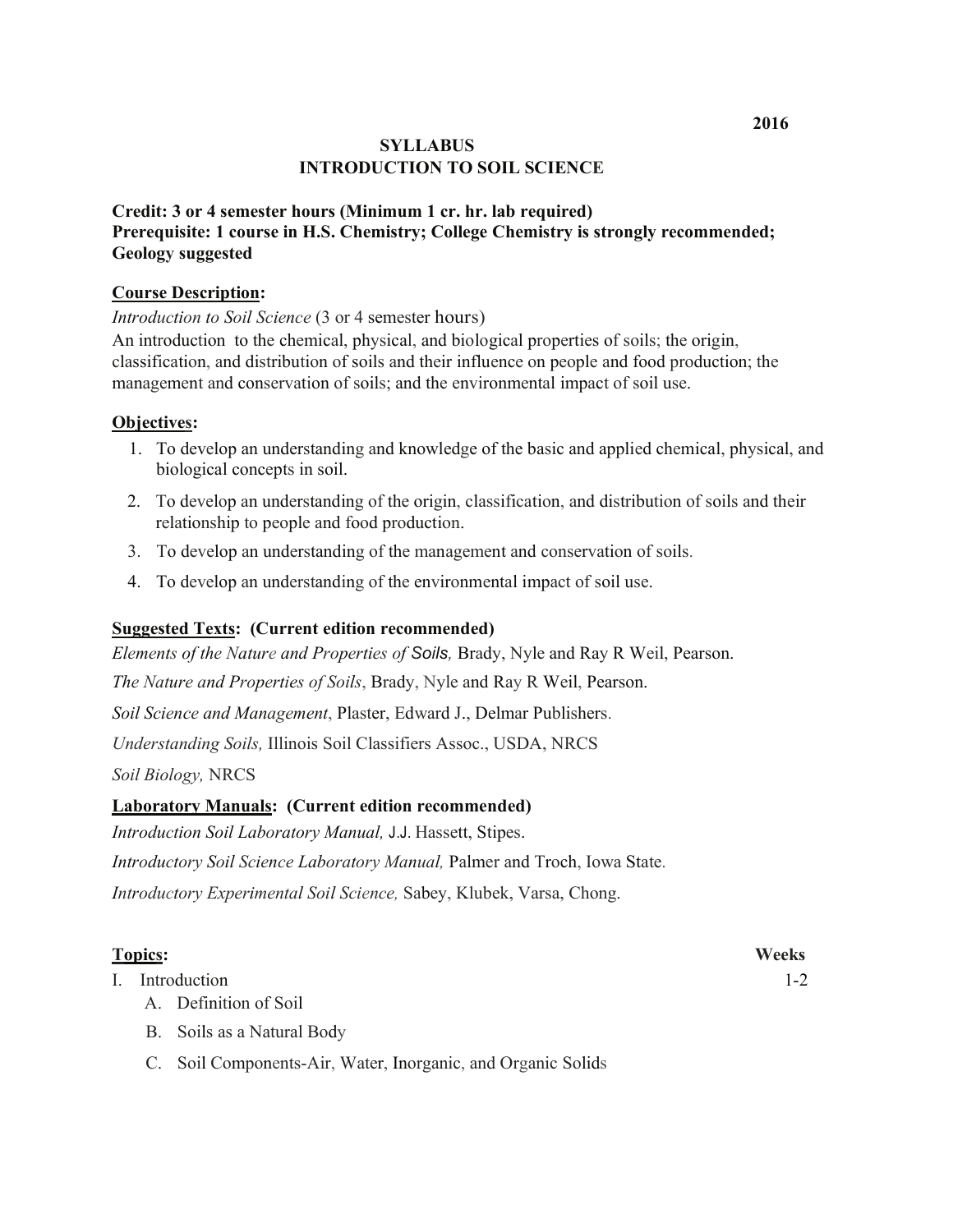2016

# SYLLABUS
# INTRODUCTION TO SOIL SCIENCE

**Credit: 3 or 4 semester hours (Minimum 1 cr. hr. lab required)**
**Prerequisite: 1 course in H.S. Chemistry; College Chemistry is strongly recommended; Geology suggested**

**Course Description:**

*Introduction to Soil Science* (3 or 4 semester hours)
An introduction to the chemical, physical, and biological properties of soils; the origin, classification, and distribution of soils and their influence on people and food production; the management and conservation of soils; and the environmental impact of soil use.

**Objectives:**

1. To develop an understanding and knowledge of the basic and applied chemical, physical, and biological concepts in soil.
2. To develop an understanding of the origin, classification, and distribution of soils and their relationship to people and food production.
3. To develop an understanding of the management and conservation of soils.
4. To develop an understanding of the environmental impact of soil use.

**Suggested Texts: (Current edition recommended)**

*Elements of the Nature and Properties of Soils,* Brady, Nyle and Ray R Weil, Pearson.

*The Nature and Properties of Soils*, Brady, Nyle and Ray R Weil, Pearson.

*Soil Science and Management*, Plaster, Edward J., Delmar Publishers.

*Understanding Soils,* Illinois Soil Classifiers Assoc., USDA, NRCS

*Soil Biology,* NRCS

**Laboratory Manuals: (Current edition recommended)**

*Introduction Soil Laboratory Manual,* J.J. Hassett, Stipes.

*Introductory Soil Science Laboratory Manual,* Palmer and Troch, Iowa State.

*Introductory Experimental Soil Science,* Sabey, Klubek, Varsa, Chong.

**Topics:** **Weeks**

I. Introduction 1-2
   A. Definition of Soil
   B. Soils as a Natural Body
   C. Soil Components-Air, Water, Inorganic, and Organic Solids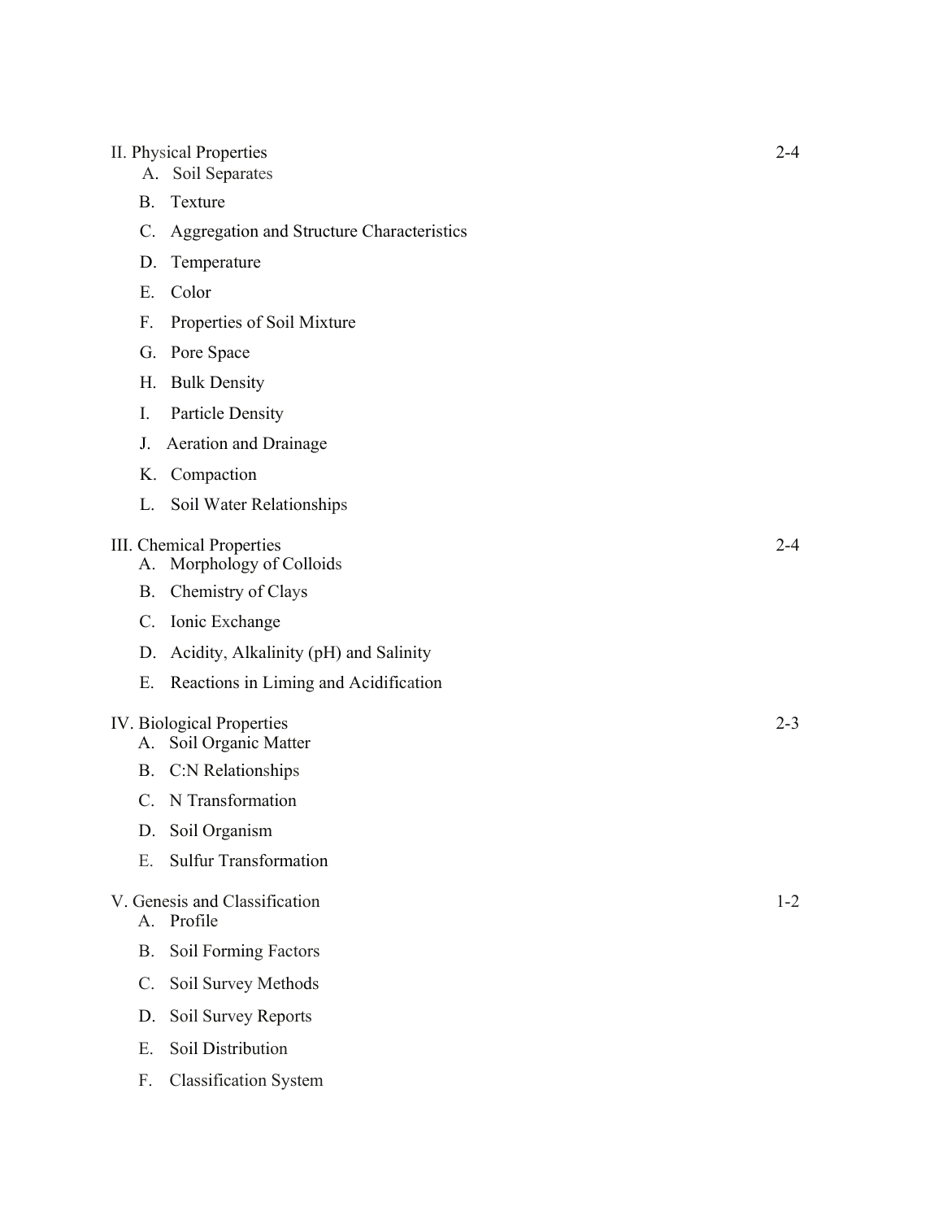II. Physical Properties 2-4

A. Soil Separates

B. Texture

C. Aggregation and Structure Characteristics

D. Temperature

E. Color

F. Properties of Soil Mixture

G. Pore Space

H. Bulk Density

I. Particle Density

J. Aeration and Drainage

K. Compaction

L. Soil Water Relationships

III. Chemical Properties 2-4

A. Morphology of Colloids

B. Chemistry of Clays

C. Ionic Exchange

D. Acidity, Alkalinity (pH) and Salinity

E. Reactions in Liming and Acidification

IV. Biological Properties 2-3

A. Soil Organic Matter

B. C:N Relationships

C. N Transformation

D. Soil Organism

E. Sulfur Transformation

V. Genesis and Classification 1-2

A. Profile

B. Soil Forming Factors

C. Soil Survey Methods

D. Soil Survey Reports

E. Soil Distribution

F. Classification System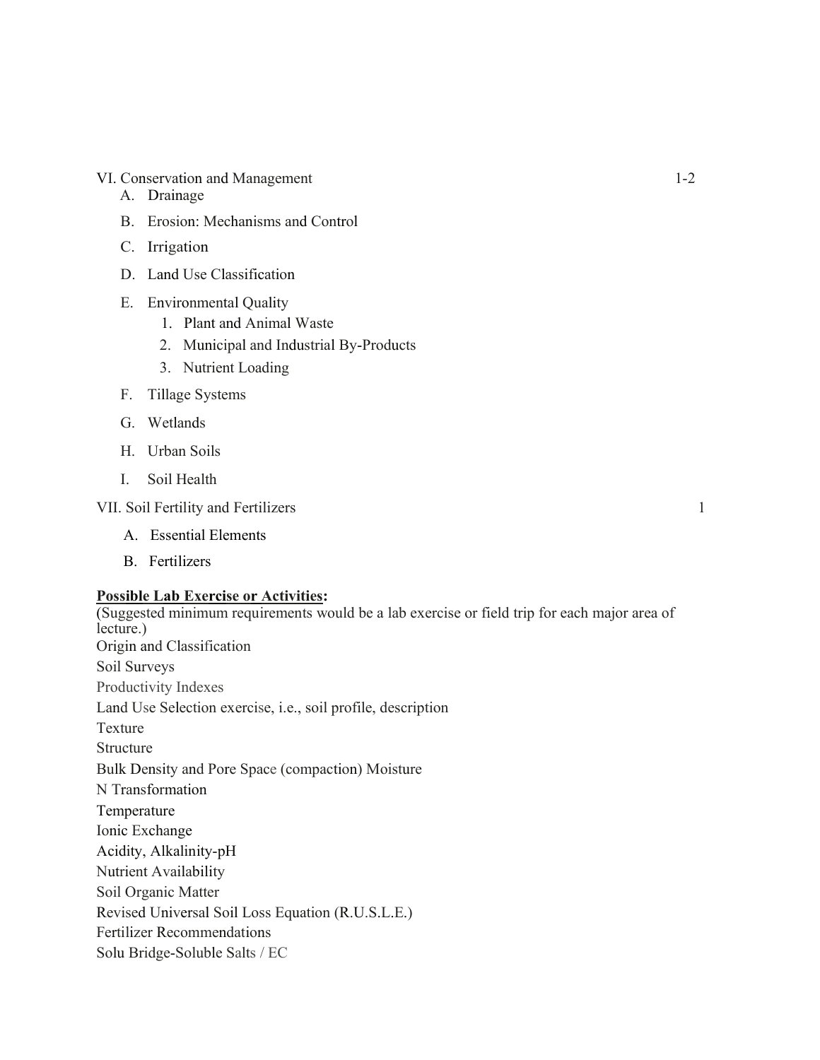VI. Conservation and Management 1-2

A. Drainage
B. Erosion: Mechanisms and Control
C. Irrigation
D. Land Use Classification
E. Environmental Quality
   1. Plant and Animal Waste
   2. Municipal and Industrial By-Products
   3. Nutrient Loading
F. Tillage Systems
G. Wetlands
H. Urban Soils
I. Soil Health

VII. Soil Fertility and Fertilizers 1

A. Essential Elements
B. Fertilizers

**Possible Lab Exercise or Activities:**
(Suggested minimum requirements would be a lab exercise or field trip for each major area of lecture.)

Origin and Classification
Soil Surveys
Productivity Indexes
Land Use Selection exercise, i.e., soil profile, description
Texture
Structure
Bulk Density and Pore Space (compaction) Moisture
N Transformation
Temperature
Ionic Exchange
Acidity, Alkalinity-pH
Nutrient Availability
Soil Organic Matter
Revised Universal Soil Loss Equation (R.U.S.L.E.)
Fertilizer Recommendations
Solu Bridge-Soluble Salts / EC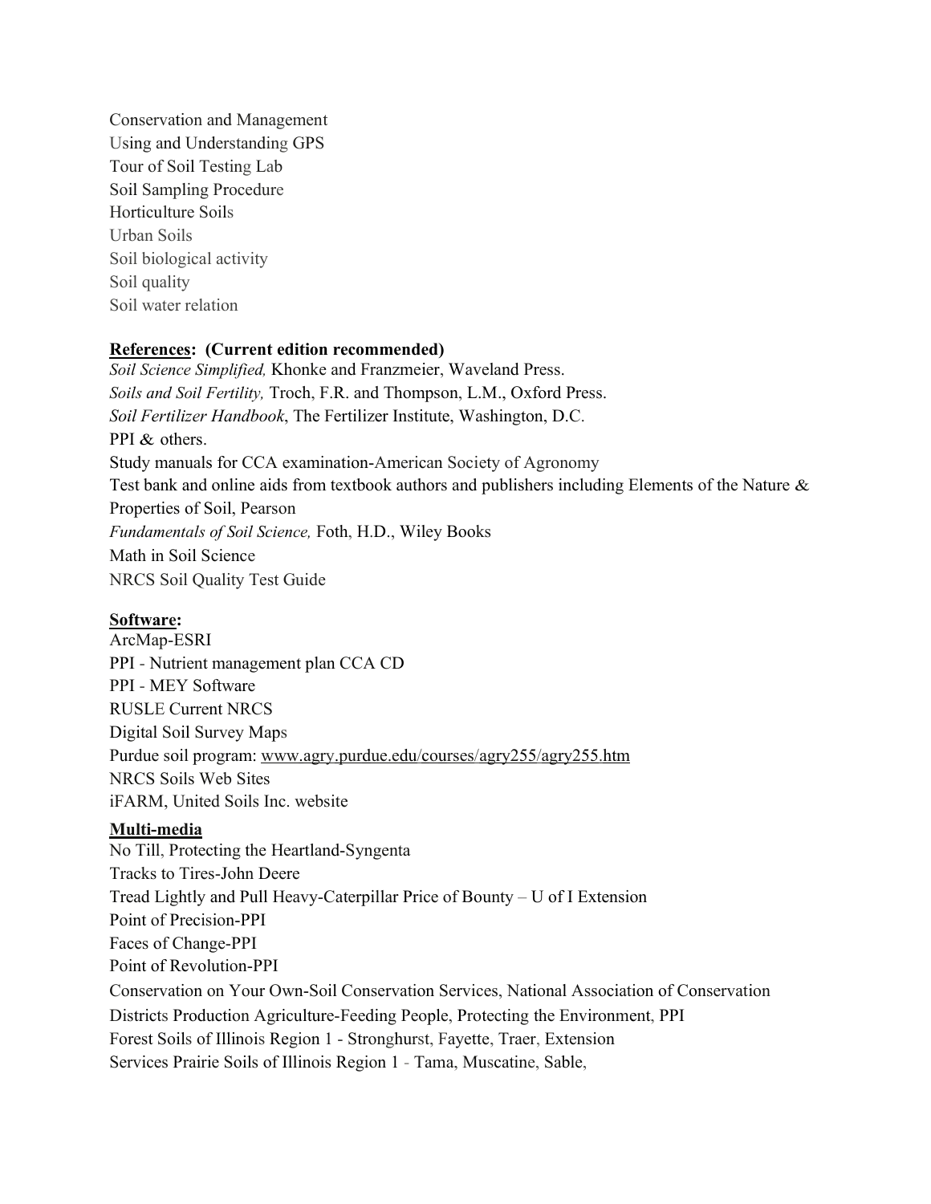Conservation and Management
Using and Understanding GPS
Tour of Soil Testing Lab
Soil Sampling Procedure
Horticulture Soils
Urban Soils
Soil biological activity
Soil quality
Soil water relation

**References: (Current edition recommended)**

*Soil Science Simplified,* Khonke and Franzmeier, Waveland Press.
*Soils and Soil Fertility,* Troch, F.R. and Thompson, L.M., Oxford Press.
*Soil Fertilizer Handbook*, The Fertilizer Institute, Washington, D.C.
PPI & others.
Study manuals for CCA examination-American Society of Agronomy
Test bank and online aids from textbook authors and publishers including Elements of the Nature & Properties of Soil, Pearson
*Fundamentals of Soil Science,* Foth, H.D., Wiley Books
Math in Soil Science
NRCS Soil Quality Test Guide

**Software:**

ArcMap-ESRI
PPI - Nutrient management plan CCA CD
PPI - MEY Software
RUSLE Current NRCS
Digital Soil Survey Maps
Purdue soil program: www.agry.purdue.edu/courses/agry255/agry255.htm
NRCS Soils Web Sites
iFARM, United Soils Inc. website

**Multi-media**

No Till, Protecting the Heartland-Syngenta
Tracks to Tires-John Deere
Tread Lightly and Pull Heavy-Caterpillar Price of Bounty – U of I Extension
Point of Precision-PPI
Faces of Change-PPI
Point of Revolution-PPI
Conservation on Your Own-Soil Conservation Services, National Association of Conservation Districts Production Agriculture-Feeding People, Protecting the Environment, PPI
Forest Soils of Illinois Region 1 - Stronghurst, Fayette, Traer, Extension Services Prairie Soils of Illinois Region 1 - Tama, Muscatine, Sable,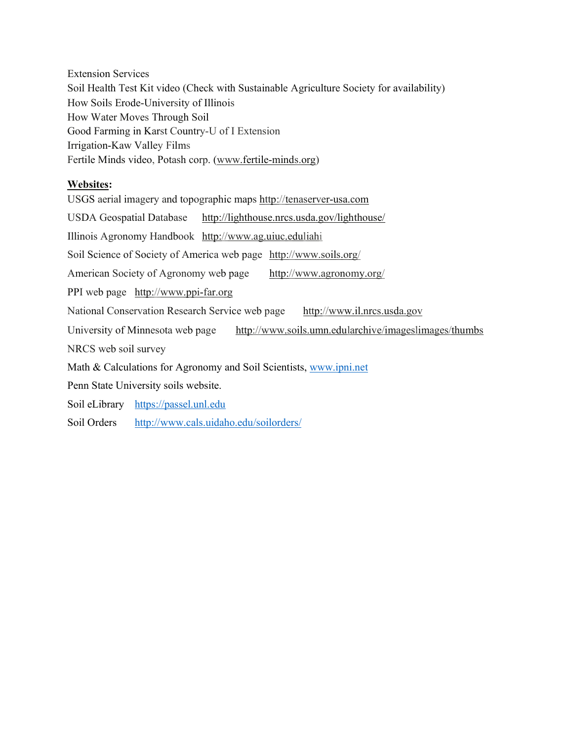Extension Services
Soil Health Test Kit video (Check with Sustainable Agriculture Society for availability)
How Soils Erode-University of Illinois
How Water Moves Through Soil
Good Farming in Karst Country-U of I Extension
Irrigation-Kaw Valley Films
Fertile Minds video, Potash corp. (www.fertile-minds.org)

**Websites:**

USGS aerial imagery and topographic maps http://tenaserver-usa.com

USDA Geospatial Database http://lighthouse.nrcs.usda.gov/lighthouse/

Illinois Agronomy Handbook http://www.ag.uiuc.eduliahi

Soil Science of Society of America web page http://www.soils.org/

American Society of Agronomy web page http://www.agronomy.org/

PPI web page http://www.ppi-far.org

National Conservation Research Service web page http://www.il.nrcs.usda.gov

University of Minnesota web page http://www.soils.umn.edularchive/imageslimages/thumbs

NRCS web soil survey

Math & Calculations for Agronomy and Soil Scientists, www.ipni.net

Penn State University soils website.

Soil eLibrary https://passel.unl.edu

Soil Orders http://www.cals.uidaho.edu/soilorders/